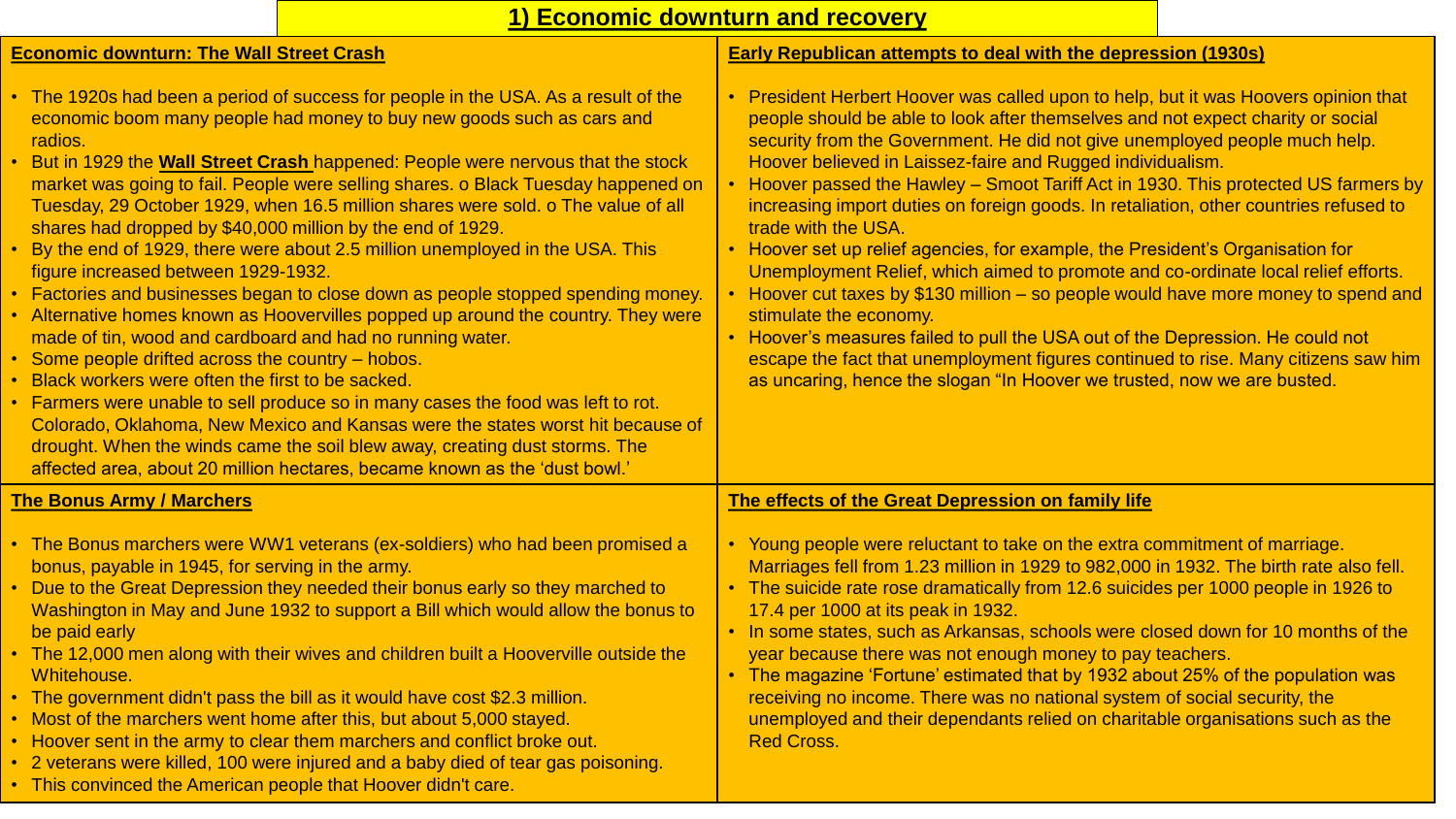# 1) Economic downturn and recovery

## Economic downturn: The Wall Street Crash

- The 1920s had been a period of success for people in the USA. As a result of the economic boom many people had money to buy new goods such as cars and radios.
- But in 1929 the **Wall Street Crash** happened: People were nervous that the stock market was going to fail. People were selling shares. o Black Tuesday happened on Tuesday, 29 October 1929, when 16.5 million shares were sold. o The value of all shares had dropped by $40,000 million by the end of 1929.
- By the end of 1929, there were about 2.5 million unemployed in the USA. This figure increased between 1929-1932.
- Factories and businesses began to close down as people stopped spending money.
- Alternative homes known as Hoovervilles popped up around the country. They were made of tin, wood and cardboard and had no running water.
- Some people drifted across the country – hobos.
- Black workers were often the first to be sacked.
- Farmers were unable to sell produce so in many cases the food was left to rot. Colorado, Oklahoma, New Mexico and Kansas were the states worst hit because of drought. When the winds came the soil blew away, creating dust storms. The affected area, about 20 million hectares, became known as the 'dust bowl.'

## Early Republican attempts to deal with the depression (1930s)

- President Herbert Hoover was called upon to help, but it was Hoovers opinion that people should be able to look after themselves and not expect charity or social security from the Government. He did not give unemployed people much help. Hoover believed in Laissez-faire and Rugged individualism.
- Hoover passed the Hawley – Smoot Tariff Act in 1930. This protected US farmers by increasing import duties on foreign goods. In retaliation, other countries refused to trade with the USA.
- Hoover set up relief agencies, for example, the President's Organisation for Unemployment Relief, which aimed to promote and co-ordinate local relief efforts.
- Hoover cut taxes by $130 million – so people would have more money to spend and stimulate the economy.
- Hoover's measures failed to pull the USA out of the Depression. He could not escape the fact that unemployment figures continued to rise. Many citizens saw him as uncaring, hence the slogan "In Hoover we trusted, now we are busted.

## The Bonus Army / Marchers

- The Bonus marchers were WW1 veterans (ex-soldiers) who had been promised a bonus, payable in 1945, for serving in the army.
- Due to the Great Depression they needed their bonus early so they marched to Washington in May and June 1932 to support a Bill which would allow the bonus to be paid early
- The 12,000 men along with their wives and children built a Hooverville outside the Whitehouse.
- The government didn't pass the bill as it would have cost $2.3 million.
- Most of the marchers went home after this, but about 5,000 stayed.
- Hoover sent in the army to clear them marchers and conflict broke out.
- 2 veterans were killed, 100 were injured and a baby died of tear gas poisoning.
- This convinced the American people that Hoover didn't care.

## The effects of the Great Depression on family life

- Young people were reluctant to take on the extra commitment of marriage. Marriages fell from 1.23 million in 1929 to 982,000 in 1932. The birth rate also fell.
- The suicide rate rose dramatically from 12.6 suicides per 1000 people in 1926 to 17.4 per 1000 at its peak in 1932.
- In some states, such as Arkansas, schools were closed down for 10 months of the year because there was not enough money to pay teachers.
- The magazine 'Fortune' estimated that by 1932 about 25% of the population was receiving no income. There was no national system of social security, the unemployed and their dependants relied on charitable organisations such as the Red Cross.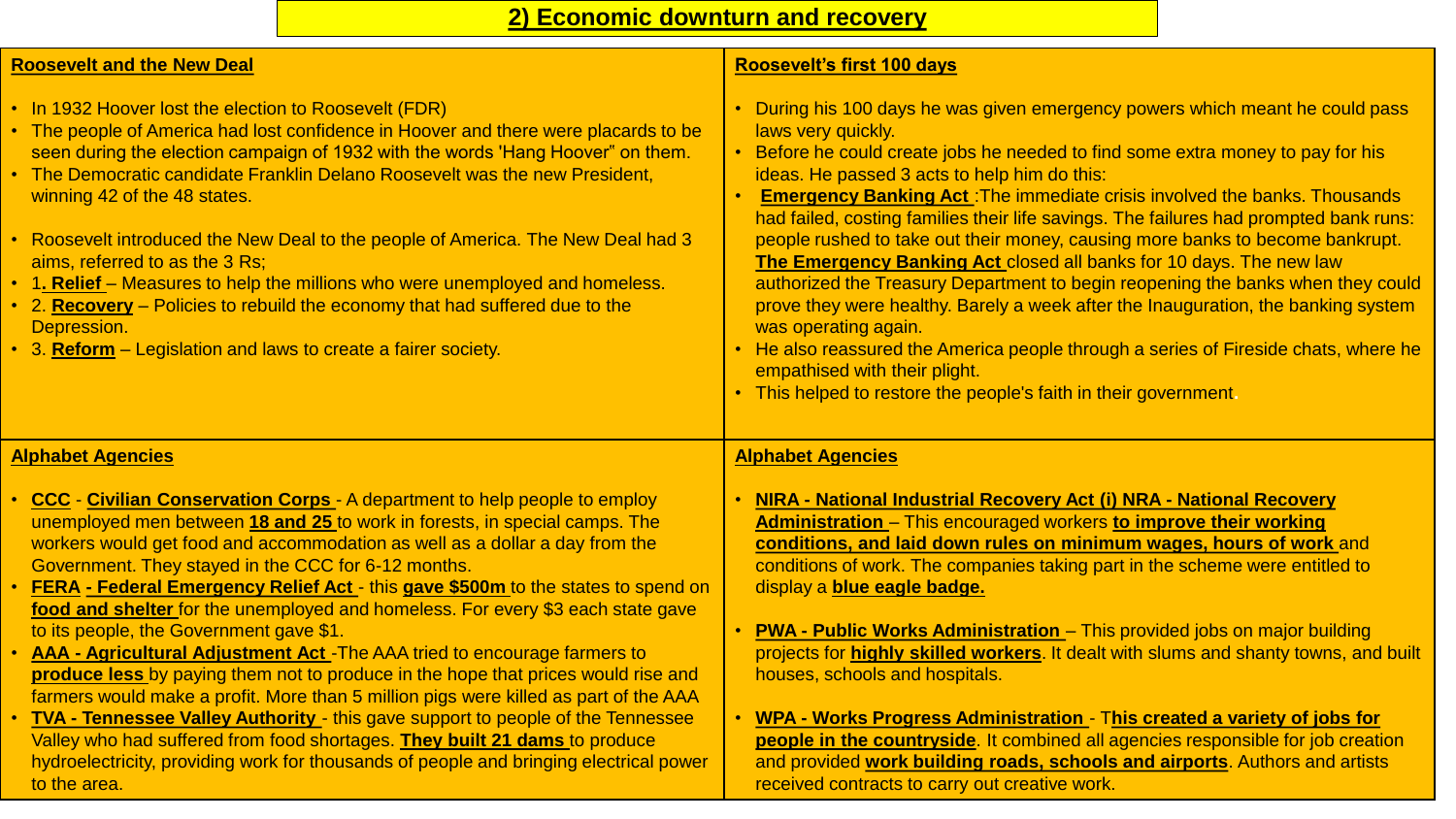# 2) Economic downturn and recovery

## Roosevelt and the New Deal

- In 1932 Hoover lost the election to Roosevelt (FDR)
- The people of America had lost confidence in Hoover and there were placards to be seen during the election campaign of 1932 with the words 'Hang Hoover" on them.
- The Democratic candidate Franklin Delano Roosevelt was the new President, winning 42 of the 48 states.
- Roosevelt introduced the New Deal to the people of America. The New Deal had 3 aims, referred to as the 3 Rs;
- 1**. Relief** – Measures to help the millions who were unemployed and homeless.
- 2. **Recovery** – Policies to rebuild the economy that had suffered due to the Depression.
- 3. **Reform** – Legislation and laws to create a fairer society.

## Roosevelt's first 100 days

- During his 100 days he was given emergency powers which meant he could pass laws very quickly.
- Before he could create jobs he needed to find some extra money to pay for his ideas. He passed 3 acts to help him do this:
- **Emergency Banking Act** :The immediate crisis involved the banks. Thousands had failed, costing families their life savings. The failures had prompted bank runs: people rushed to take out their money, causing more banks to become bankrupt. **The Emergency Banking Act** closed all banks for 10 days. The new law authorized the Treasury Department to begin reopening the banks when they could prove they were healthy. Barely a week after the Inauguration, the banking system was operating again.
- He also reassured the America people through a series of Fireside chats, where he empathised with their plight.
- This helped to restore the people's faith in their government.

## Alphabet Agencies

- **CCC** - **Civilian Conservation Corps** - A department to help people to employ unemployed men between **18 and 25** to work in forests, in special camps. The workers would get food and accommodation as well as a dollar a day from the Government. They stayed in the CCC for 6-12 months.
- **FERA - Federal Emergency Relief Act** - this **gave $500m** to the states to spend on **food and shelter** for the unemployed and homeless. For every $3 each state gave to its people, the Government gave $1.
- **AAA - Agricultural Adjustment Act** -The AAA tried to encourage farmers to **produce less** by paying them not to produce in the hope that prices would rise and farmers would make a profit. More than 5 million pigs were killed as part of the AAA
- **TVA - Tennessee Valley Authority** - this gave support to people of the Tennessee Valley who had suffered from food shortages. **They built 21 dams** to produce hydroelectricity, providing work for thousands of people and bringing electrical power to the area.

## Alphabet Agencies

- **NIRA - National Industrial Recovery Act (i) NRA - National Recovery Administration** – This encouraged workers **to improve their working conditions, and laid down rules on minimum wages, hours of work** and conditions of work. The companies taking part in the scheme were entitled to display a **blue eagle badge.**
- **PWA - Public Works Administration** – This provided jobs on major building projects for **highly skilled workers**. It dealt with slums and shanty towns, and built houses, schools and hospitals.
- **WPA - Works Progress Administration** - T**his created a variety of jobs for people in the countryside**. It combined all agencies responsible for job creation and provided **work building roads, schools and airports**. Authors and artists received contracts to carry out creative work.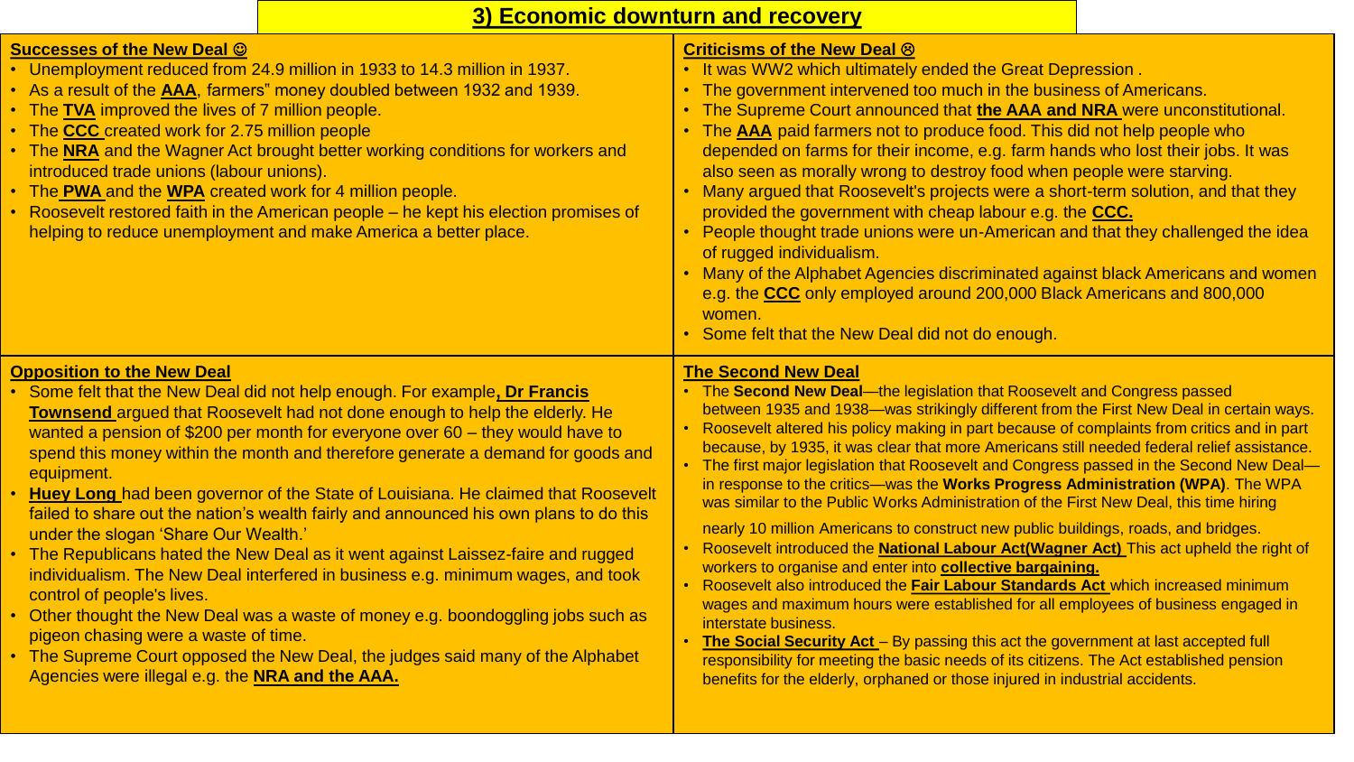# 3) Economic downturn and recovery

## Successes of the New Deal ☺

- Unemployment reduced from 24.9 million in 1933 to 14.3 million in 1937.
- As a result of the **AAA**, farmers" money doubled between 1932 and 1939.
- The **TVA** improved the lives of 7 million people.
- The **CCC** created work for 2.75 million people
- The **NRA** and the Wagner Act brought better working conditions for workers and introduced trade unions (labour unions).
- The **PWA** and the **WPA** created work for 4 million people.
- Roosevelt restored faith in the American people – he kept his election promises of helping to reduce unemployment and make America a better place.

## Criticisms of the New Deal ☹

- It was WW2 which ultimately ended the Great Depression .
- The government intervened too much in the business of Americans.
- The Supreme Court announced that **the AAA and NRA** were unconstitutional.
- The **AAA** paid farmers not to produce food. This did not help people who depended on farms for their income, e.g. farm hands who lost their jobs. It was also seen as morally wrong to destroy food when people were starving.
- Many argued that Roosevelt's projects were a short-term solution, and that they provided the government with cheap labour e.g. the **CCC.**
- People thought trade unions were un-American and that they challenged the idea of rugged individualism.
- Many of the Alphabet Agencies discriminated against black Americans and women e.g. the **CCC** only employed around 200,000 Black Americans and 800,000 women.
- Some felt that the New Deal did not do enough.

## Opposition to the New Deal

- Some felt that the New Deal did not help enough. For example**, Dr Francis Townsend** argued that Roosevelt had not done enough to help the elderly. He wanted a pension of $200 per month for everyone over 60 – they would have to spend this money within the month and therefore generate a demand for goods and equipment.
- **Huey Long** had been governor of the State of Louisiana. He claimed that Roosevelt failed to share out the nation's wealth fairly and announced his own plans to do this under the slogan 'Share Our Wealth.'
- The Republicans hated the New Deal as it went against Laissez-faire and rugged individualism. The New Deal interfered in business e.g. minimum wages, and took control of people's lives.
- Other thought the New Deal was a waste of money e.g. boondoggling jobs such as pigeon chasing were a waste of time.
- The Supreme Court opposed the New Deal, the judges said many of the Alphabet Agencies were illegal e.g. the **NRA and the AAA.**

## The Second New Deal

- The **Second New Deal**—the legislation that Roosevelt and Congress passed between 1935 and 1938—was strikingly different from the First New Deal in certain ways.
- Roosevelt altered his policy making in part because of complaints from critics and in part because, by 1935, it was clear that more Americans still needed federal relief assistance.
- The first major legislation that Roosevelt and Congress passed in the Second New Deal—in response to the critics—was the **Works Progress Administration (WPA)**. The WPA was similar to the Public Works Administration of the First New Deal, this time hiring nearly 10 million Americans to construct new public buildings, roads, and bridges.
- Roosevelt introduced the **National Labour Act(Wagner Act)** This act upheld the right of workers to organise and enter into **collective bargaining.**
- Roosevelt also introduced the **Fair Labour Standards Act** which increased minimum wages and maximum hours were established for all employees of business engaged in interstate business.
- **The Social Security Act** – By passing this act the government at last accepted full responsibility for meeting the basic needs of its citizens. The Act established pension benefits for the elderly, orphaned or those injured in industrial accidents.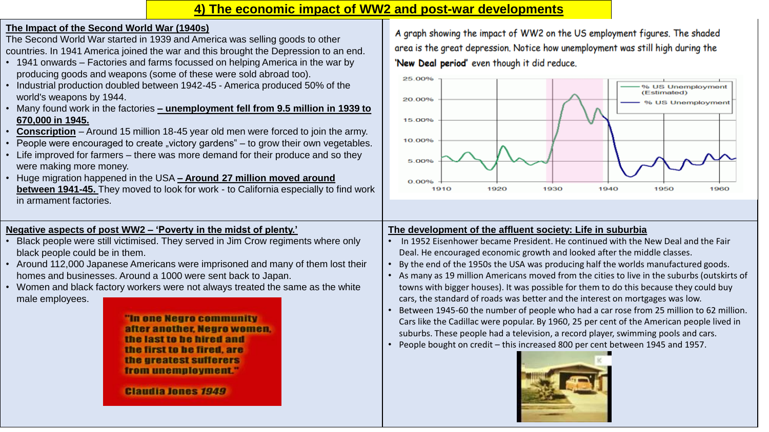# 4) The economic impact of WW2 and post-war developments

## The Impact of the Second World War (1940s)

The Second World War started in 1939 and America was selling goods to other countries. In 1941 America joined the war and this brought the Depression to an end.

- 1941 onwards – Factories and farms focussed on helping America in the war by producing goods and weapons (some of these were sold abroad too).
- Industrial production doubled between 1942-45 - America produced 50% of the world's weapons by 1944.
- Many found work in the factories **– unemployment fell from 9.5 million in 1939 to 670,000 in 1945.**
- **Conscription** – Around 15 million 18-45 year old men were forced to join the army.
- People were encouraged to create „victory gardens" – to grow their own vegetables.
- Life improved for farmers – there was more demand for their produce and so they were making more money.
- Huge migration happened in the USA **– Around 27 million moved around between 1941-45.** They moved to look for work - to California especially to find work in armament factories.

A graph showing the impact of WW2 on the US employment figures. The shaded area is the great depression. Notice how unemployment was still high during the 'New Deal period' even though it did reduce.

## Negative aspects of post WW2 – 'Poverty in the midst of plenty.'

- Black people were still victimised. They served in Jim Crow regiments where only black people could be in them.
- Around 112,000 Japanese Americans were imprisoned and many of them lost their homes and businesses. Around a 1000 were sent back to Japan.
- Women and black factory workers were not always treated the same as the white male employees.

"In one Negro community after another, Negro women, the last to be hired and the first to be fired, are the greatest sufferers from unemployment."
Claudia Jones 1949

## The development of the affluent society: Life in suburbia

- In 1952 Eisenhower became President. He continued with the New Deal and the Fair Deal. He encouraged economic growth and looked after the middle classes.
- By the end of the 1950s the USA was producing half the worlds manufactured goods.
- As many as 19 million Americans moved from the cities to live in the suburbs (outskirts of towns with bigger houses). It was possible for them to do this because they could buy cars, the standard of roads was better and the interest on mortgages was low.
- Between 1945-60 the number of people who had a car rose from 25 million to 62 million. Cars like the Cadillac were popular. By 1960, 25 per cent of the American people lived in suburbs. These people had a television, a record player, swimming pools and cars.
- People bought on credit – this increased 800 per cent between 1945 and 1957.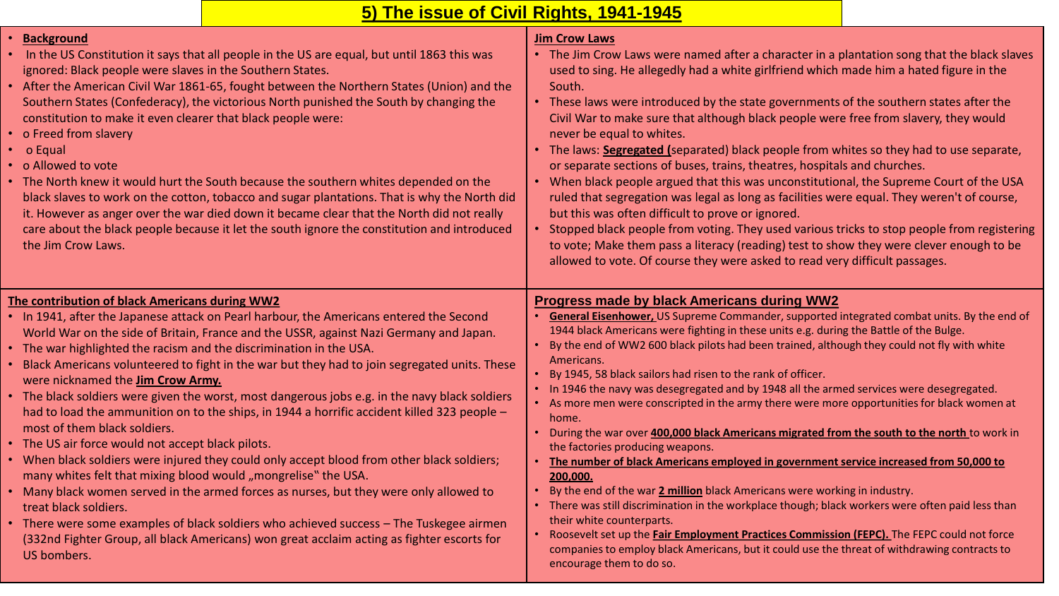# 5) The issue of Civil Rights, 1941-1945

- **Background**
- In the US Constitution it says that all people in the US are equal, but until 1863 this was ignored: Black people were slaves in the Southern States.
- After the American Civil War 1861-65, fought between the Northern States (Union) and the Southern States (Confederacy), the victorious North punished the South by changing the constitution to make it even clearer that black people were:
- o Freed from slavery
- o Equal
- o Allowed to vote
- The North knew it would hurt the South because the southern whites depended on the black slaves to work on the cotton, tobacco and sugar plantations. That is why the North did it. However as anger over the war died down it became clear that the North did not really care about the black people because it let the south ignore the constitution and introduced the Jim Crow Laws.

**Jim Crow Laws**

- The Jim Crow Laws were named after a character in a plantation song that the black slaves used to sing. He allegedly had a white girlfriend which made him a hated figure in the South.
- These laws were introduced by the state governments of the southern states after the Civil War to make sure that although black people were free from slavery, they would never be equal to whites.
- The laws: **Segregated (**separated) black people from whites so they had to use separate, or separate sections of buses, trains, theatres, hospitals and churches.
- When black people argued that this was unconstitutional, the Supreme Court of the USA ruled that segregation was legal as long as facilities were equal. They weren't of course, but this was often difficult to prove or ignored.
- Stopped black people from voting. They used various tricks to stop people from registering to vote; Make them pass a literacy (reading) test to show they were clever enough to be allowed to vote. Of course they were asked to read very difficult passages.

**The contribution of black Americans during WW2**

- In 1941, after the Japanese attack on Pearl harbour, the Americans entered the Second World War on the side of Britain, France and the USSR, against Nazi Germany and Japan.
- The war highlighted the racism and the discrimination in the USA.
- Black Americans volunteered to fight in the war but they had to join segregated units. These were nicknamed the **Jim Crow Army.**
- The black soldiers were given the worst, most dangerous jobs e.g. in the navy black soldiers had to load the ammunition on to the ships, in 1944 a horrific accident killed 323 people – most of them black soldiers.
- The US air force would not accept black pilots.
- When black soldiers were injured they could only accept blood from other black soldiers; many whites felt that mixing blood would „mongrelise" the USA.
- Many black women served in the armed forces as nurses, but they were only allowed to treat black soldiers.
- There were some examples of black soldiers who achieved success – The Tuskegee airmen (332nd Fighter Group, all black Americans) won great acclaim acting as fighter escorts for US bombers.

**Progress made by black Americans during WW2**

- **General Eisenhower,** US Supreme Commander, supported integrated combat units. By the end of 1944 black Americans were fighting in these units e.g. during the Battle of the Bulge.
- By the end of WW2 600 black pilots had been trained, although they could not fly with white Americans.
- By 1945, 58 black sailors had risen to the rank of officer.
- In 1946 the navy was desegregated and by 1948 all the armed services were desegregated.
- As more men were conscripted in the army there were more opportunities for black women at home.
- During the war over **400,000 black Americans migrated from the south to the north** to work in the factories producing weapons.
- **The number of black Americans employed in government service increased from 50,000 to 200,000.**
- By the end of the war **2 million** black Americans were working in industry.
- There was still discrimination in the workplace though; black workers were often paid less than their white counterparts.
- Roosevelt set up the **Fair Employment Practices Commission (FEPC).** The FEPC could not force companies to employ black Americans, but it could use the threat of withdrawing contracts to encourage them to do so.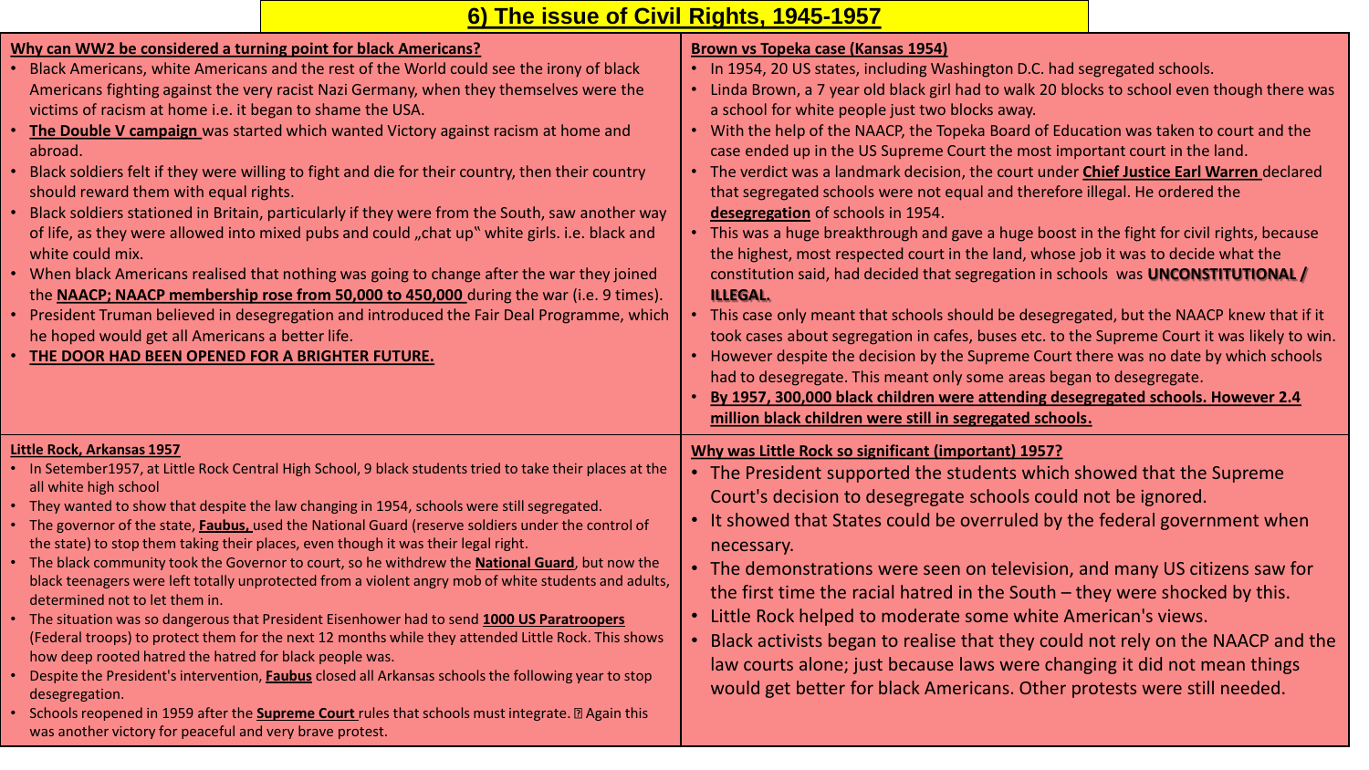# 6) The issue of Civil Rights, 1945-1957

## Why can WW2 be considered a turning point for black Americans?

- Black Americans, white Americans and the rest of the World could see the irony of black Americans fighting against the very racist Nazi Germany, when they themselves were the victims of racism at home i.e. it began to shame the USA.
- **The Double V campaign** was started which wanted Victory against racism at home and abroad.
- Black soldiers felt if they were willing to fight and die for their country, then their country should reward them with equal rights.
- Black soldiers stationed in Britain, particularly if they were from the South, saw another way of life, as they were allowed into mixed pubs and could „chat up" white girls. i.e. black and white could mix.
- When black Americans realised that nothing was going to change after the war they joined the **NAACP; NAACP membership rose from 50,000 to 450,000** during the war (i.e. 9 times).
- President Truman believed in desegregation and introduced the Fair Deal Programme, which he hoped would get all Americans a better life.
- **THE DOOR HAD BEEN OPENED FOR A BRIGHTER FUTURE.**

## Brown vs Topeka case (Kansas 1954)

- In 1954, 20 US states, including Washington D.C. had segregated schools.
- Linda Brown, a 7 year old black girl had to walk 20 blocks to school even though there was a school for white people just two blocks away.
- With the help of the NAACP, the Topeka Board of Education was taken to court and the case ended up in the US Supreme Court the most important court in the land.
- The verdict was a landmark decision, the court under **Chief Justice Earl Warren** declared that segregated schools were not equal and therefore illegal. He ordered the **desegregation** of schools in 1954.
- This was a huge breakthrough and gave a huge boost in the fight for civil rights, because the highest, most respected court in the land, whose job it was to decide what the constitution said, had decided that segregation in schools was **UNCONSTITUTIONAL / ILLEGAL.**
- This case only meant that schools should be desegregated, but the NAACP knew that if it took cases about segregation in cafes, buses etc. to the Supreme Court it was likely to win.
- However despite the decision by the Supreme Court there was no date by which schools had to desegregate. This meant only some areas began to desegregate.
- **By 1957, 300,000 black children were attending desegregated schools. However 2.4 million black children were still in segregated schools.**

## Little Rock, Arkansas 1957

- In September1957, at Little Rock Central High School, 9 black students tried to take their places at the all white high school
- They wanted to show that despite the law changing in 1954, schools were still segregated.
- The governor of the state, **Faubus,** used the National Guard (reserve soldiers under the control of the state) to stop them taking their places, even though it was their legal right.
- The black community took the Governor to court, so he withdrew the **National Guard**, but now the black teenagers were left totally unprotected from a violent angry mob of white students and adults, determined not to let them in.
- The situation was so dangerous that President Eisenhower had to send **1000 US Paratroopers** (Federal troops) to protect them for the next 12 months while they attended Little Rock. This shows how deep rooted hatred the hatred for black people was.
- Despite the President's intervention, **Faubus** closed all Arkansas schools the following year to stop desegregation.
- Schools reopened in 1959 after the **Supreme Court** rules that schools must integrate. Again this was another victory for peaceful and very brave protest.

## Why was Little Rock so significant (important) 1957?

- The President supported the students which showed that the Supreme Court's decision to desegregate schools could not be ignored.
- It showed that States could be overruled by the federal government when necessary.
- The demonstrations were seen on television, and many US citizens saw for the first time the racial hatred in the South – they were shocked by this.
- Little Rock helped to moderate some white American's views.
- Black activists began to realise that they could not rely on the NAACP and the law courts alone; just because laws were changing it did not mean things would get better for black Americans. Other protests were still needed.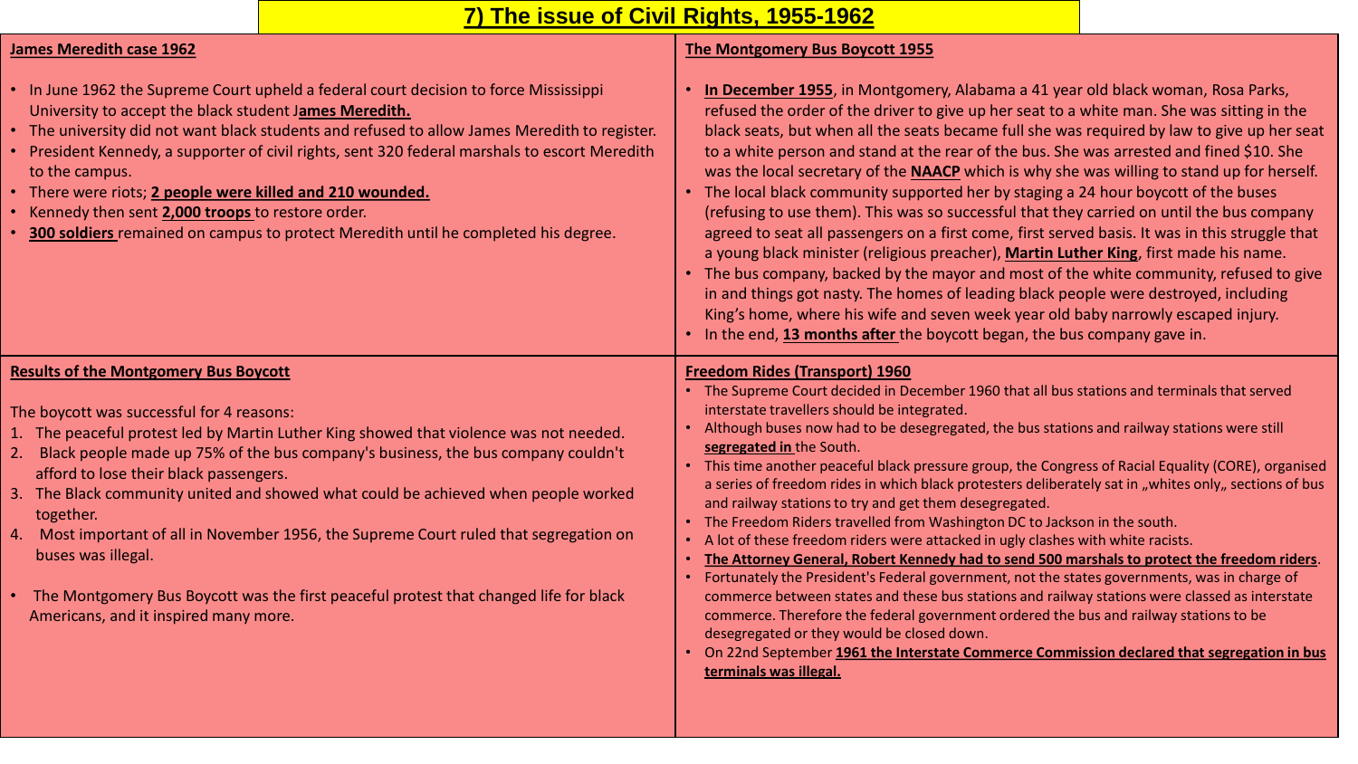# 7) The issue of Civil Rights, 1955-1962

## James Meredith case 1962

- In June 1962 the Supreme Court upheld a federal court decision to force Mississippi University to accept the black student J**ames Meredith.**
- The university did not want black students and refused to allow James Meredith to register.
- President Kennedy, a supporter of civil rights, sent 320 federal marshals to escort Meredith to the campus.
- There were riots; **2 people were killed and 210 wounded.**
- Kennedy then sent **2,000 troops** to restore order.
- **300 soldiers** remained on campus to protect Meredith until he completed his degree.

## The Montgomery Bus Boycott 1955

- **In December 1955**, in Montgomery, Alabama a 41 year old black woman, Rosa Parks, refused the order of the driver to give up her seat to a white man. She was sitting in the black seats, but when all the seats became full she was required by law to give up her seat to a white person and stand at the rear of the bus. She was arrested and fined $10. She was the local secretary of the **NAACP** which is why she was willing to stand up for herself.
- The local black community supported her by staging a 24 hour boycott of the buses (refusing to use them). This was so successful that they carried on until the bus company agreed to seat all passengers on a first come, first served basis. It was in this struggle that a young black minister (religious preacher), **Martin Luther King**, first made his name.
- The bus company, backed by the mayor and most of the white community, refused to give in and things got nasty. The homes of leading black people were destroyed, including King's home, where his wife and seven week year old baby narrowly escaped injury.
- In the end, **13 months after** the boycott began, the bus company gave in.

## Results of the Montgomery Bus Boycott

The boycott was successful for 4 reasons:

1. The peaceful protest led by Martin Luther King showed that violence was not needed.
2. Black people made up 75% of the bus company's business, the bus company couldn't afford to lose their black passengers.
3. The Black community united and showed what could be achieved when people worked together.
4. Most important of all in November 1956, the Supreme Court ruled that segregation on buses was illegal.

- The Montgomery Bus Boycott was the first peaceful protest that changed life for black Americans, and it inspired many more.

## Freedom Rides (Transport) 1960

- The Supreme Court decided in December 1960 that all bus stations and terminals that served interstate travellers should be integrated.
- Although buses now had to be desegregated, the bus stations and railway stations were still **segregated in** the South.
- This time another peaceful black pressure group, the Congress of Racial Equality (CORE), organised a series of freedom rides in which black protesters deliberately sat in „whites only„ sections of bus and railway stations to try and get them desegregated.
- The Freedom Riders travelled from Washington DC to Jackson in the south.
- A lot of these freedom riders were attacked in ugly clashes with white racists.
- **The Attorney General, Robert Kennedy had to send 500 marshals to protect the freedom riders**.
- Fortunately the President's Federal government, not the states governments, was in charge of commerce between states and these bus stations and railway stations were classed as interstate commerce. Therefore the federal government ordered the bus and railway stations to be desegregated or they would be closed down.
- On 22nd September **1961 the Interstate Commerce Commission declared that segregation in bus terminals was illegal.**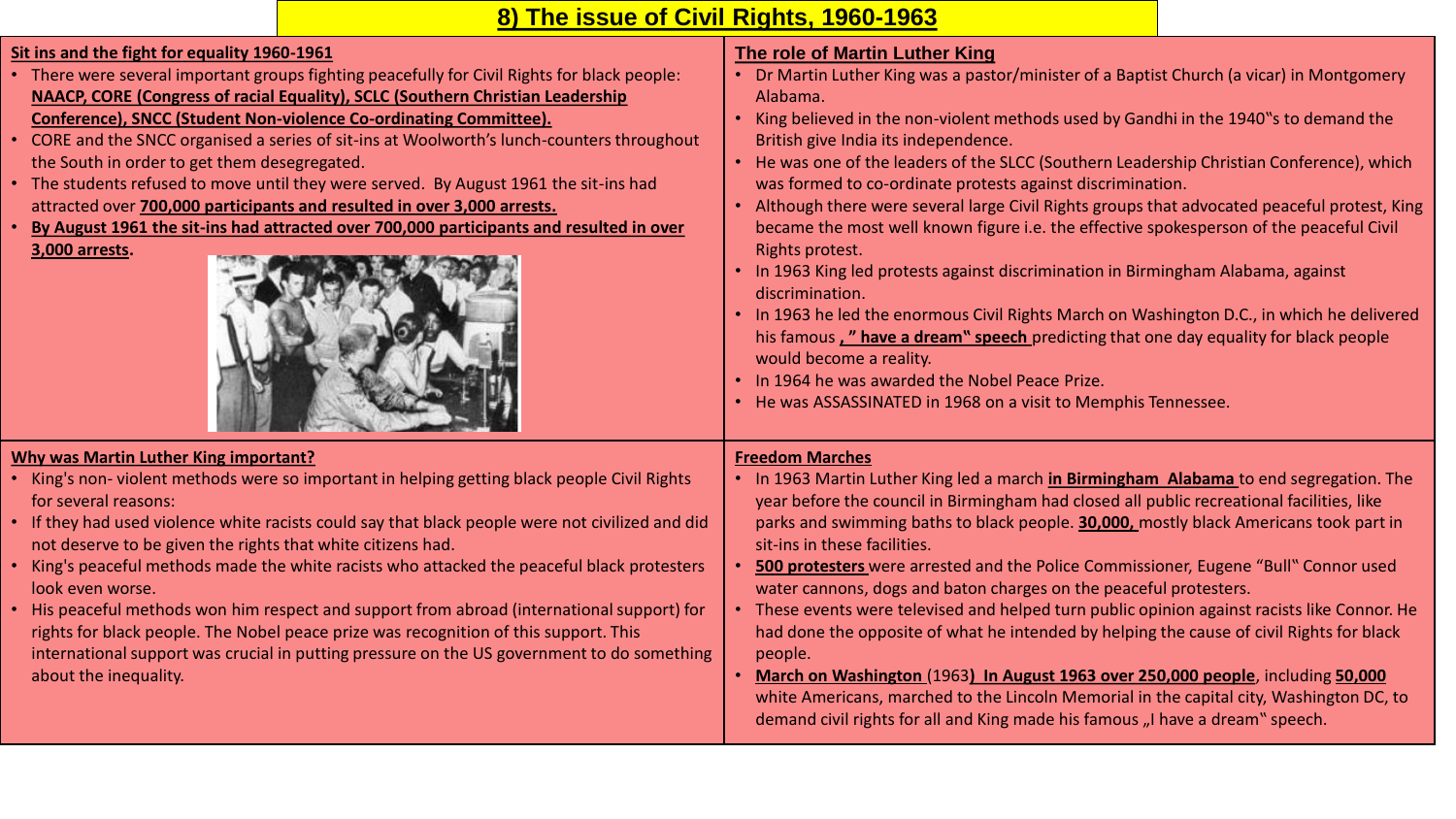# 8) The issue of Civil Rights, 1960-1963

## Sit ins and the fight for equality 1960-1961

- There were several important groups fighting peacefully for Civil Rights for black people: **NAACP, CORE (Congress of racial Equality), SCLC (Southern Christian Leadership Conference), SNCC (Student Non-violence Co-ordinating Committee).**
- CORE and the SNCC organised a series of sit-ins at Woolworth's lunch-counters throughout the South in order to get them desegregated.
- The students refused to move until they were served. By August 1961 the sit-ins had attracted over **700,000 participants and resulted in over 3,000 arrests.**
- **By August 1961 the sit-ins had attracted over 700,000 participants and resulted in over 3,000 arrests.**

## The role of Martin Luther King

- Dr Martin Luther King was a pastor/minister of a Baptist Church (a vicar) in Montgomery Alabama.
- King believed in the non-violent methods used by Gandhi in the 1940"s to demand the British give India its independence.
- He was one of the leaders of the SLCC (Southern Leadership Christian Conference), which was formed to co-ordinate protests against discrimination.
- Although there were several large Civil Rights groups that advocated peaceful protest, King became the most well known figure i.e. the effective spokesperson of the peaceful Civil Rights protest.
- In 1963 King led protests against discrimination in Birmingham Alabama, against discrimination.
- In 1963 he led the enormous Civil Rights March on Washington D.C., in which he delivered his famous **„" have a dream" speech** predicting that one day equality for black people would become a reality.
- In 1964 he was awarded the Nobel Peace Prize.
- He was ASSASSINATED in 1968 on a visit to Memphis Tennessee.

## Why was Martin Luther King important?

- King's non- violent methods were so important in helping getting black people Civil Rights for several reasons:
- If they had used violence white racists could say that black people were not civilized and did not deserve to be given the rights that white citizens had.
- King's peaceful methods made the white racists who attacked the peaceful black protesters look even worse.
- His peaceful methods won him respect and support from abroad (international support) for rights for black people. The Nobel peace prize was recognition of this support. This international support was crucial in putting pressure on the US government to do something about the inequality.

## Freedom Marches

- In 1963 Martin Luther King led a march **in Birmingham Alabama** to end segregation. The year before the council in Birmingham had closed all public recreational facilities, like parks and swimming baths to black people. **30,000,** mostly black Americans took part in sit-ins in these facilities.
- **500 protesters** were arrested and the Police Commissioner, Eugene "Bull" Connor used water cannons, dogs and baton charges on the peaceful protesters.
- These events were televised and helped turn public opinion against racists like Connor. He had done the opposite of what he intended by helping the cause of civil Rights for black people.
- **March on Washington** (1963**) In August 1963 over 250,000 people**, including **50,000** white Americans, marched to the Lincoln Memorial in the capital city, Washington DC, to demand civil rights for all and King made his famous „I have a dream" speech.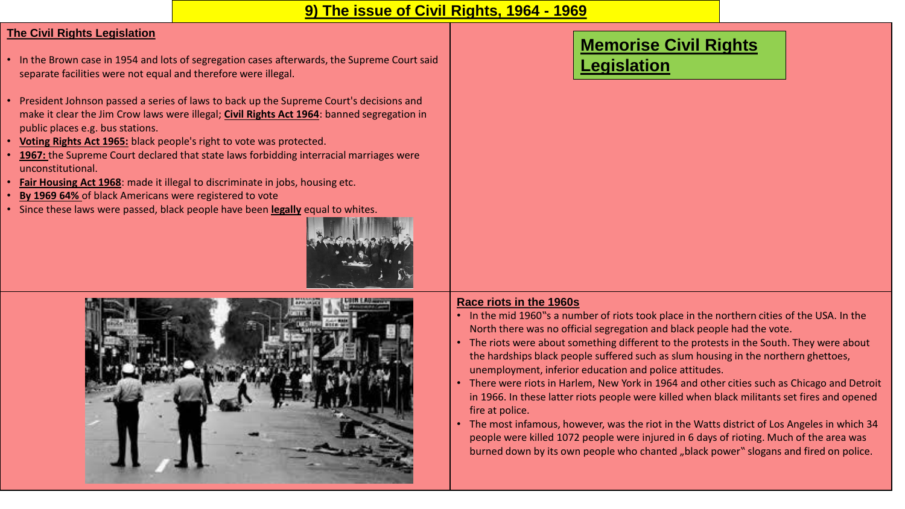# 9) The issue of Civil Rights, 1964 - 1969

## The Civil Rights Legislation

- In the Brown case in 1954 and lots of segregation cases afterwards, the Supreme Court said separate facilities were not equal and therefore were illegal.

- President Johnson passed a series of laws to back up the Supreme Court's decisions and make it clear the Jim Crow laws were illegal; **Civil Rights Act 1964**: banned segregation in public places e.g. bus stations.
- **Voting Rights Act 1965:** black people's right to vote was protected.
- **1967:** the Supreme Court declared that state laws forbidding interracial marriages were unconstitutional.
- **Fair Housing Act 1968**: made it illegal to discriminate in jobs, housing etc.
- **By 1969 64%** of black Americans were registered to vote
- Since these laws were passed, black people have been **legally** equal to whites.

## Memorise Civil Rights Legislation

## Race riots in the 1960s

- In the mid 1960�either"s a number of riots took place in the northern cities of the USA. In the North there was no official segregation and black people had the vote.
- The riots were about something different to the protests in the South. They were about the hardships black people suffered such as slum housing in the northern ghettoes, unemployment, inferior education and police attitudes.
- There were riots in Harlem, New York in 1964 and other cities such as Chicago and Detroit in 1966. In these latter riots people were killed when black militants set fires and opened fire at police.
- The most infamous, however, was the riot in the Watts district of Los Angeles in which 34 people were killed 1072 people were injured in 6 days of rioting. Much of the area was burned down by its own people who chanted „black power" slogans and fired on police.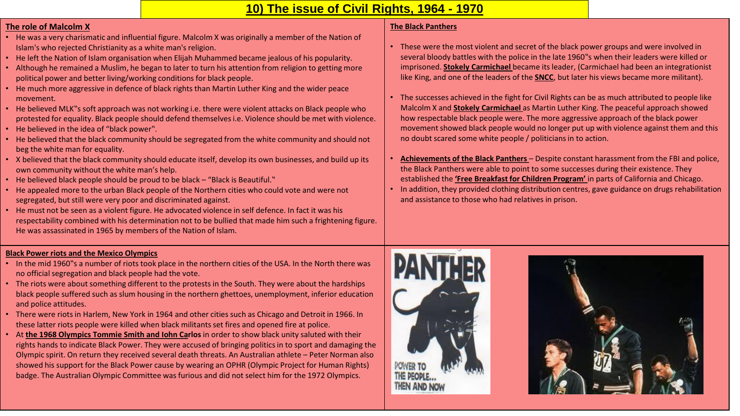# 10) The issue of Civil Rights, 1964 - 1970

## The role of Malcolm X

- He was a very charismatic and influential figure. Malcolm X was originally a member of the Nation of Islam's who rejected Christianity as a white man's religion.
- He left the Nation of Islam organisation when Elijah Muhammed became jealous of his popularity.
- Although he remained a Muslim, he began to later to turn his attention from religion to getting more political power and better living/working conditions for black people.
- He much more aggressive in defence of black rights than Martin Luther King and the wider peace movement.
- He believed MLK"s soft approach was not working i.e. there were violent attacks on Black people who protested for equality. Black people should defend themselves i.e. Violence should be met with violence.
- He believed in the idea of "black power".
- He believed that the black community should be segregated from the white community and should not beg the white man for equality.
- X believed that the black community should educate itself, develop its own businesses, and build up its own community without the white man's help.
- He believed black people should be proud to be black – "Black is Beautiful."
- He appealed more to the urban Black people of the Northern cities who could vote and were not segregated, but still were very poor and discriminated against.
- He must not be seen as a violent figure. He advocated violence in self defence. In fact it was his respectability combined with his determination not to be bullied that made him such a frightening figure. He was assassinated in 1965 by members of the Nation of Islam.

## The Black Panthers

- These were the most violent and secret of the black power groups and were involved in several bloody battles with the police in the late 1960"s when their leaders were killed or imprisoned. **Stokely Carmichael** became its leader, (Carmichael had been an integrationist like King, and one of the leaders of the **SNCC**, but later his views became more militant).
- The successes achieved in the fight for Civil Rights can be as much attributed to people like Malcolm X and **Stokely Carmichael** as Martin Luther King. The peaceful approach showed how respectable black people were. The more aggressive approach of the black power movement showed black people would no longer put up with violence against them and this no doubt scared some white people / politicians in to action.
- **Achievements of the Black Panthers** – Despite constant harassment from the FBI and police, the Black Panthers were able to point to some successes during their existence. They established the **'Free Breakfast for Children Program'** in parts of California and Chicago.
- In addition, they provided clothing distribution centres, gave guidance on drugs rehabilitation and assistance to those who had relatives in prison.

## Black Power riots and the Mexico Olympics

- In the mid 1960"s a number of riots took place in the northern cities of the USA. In the North there was no official segregation and black people had the vote.
- The riots were about something different to the protests in the South. They were about the hardships black people suffered such as slum housing in the northern ghettoes, unemployment, inferior education and police attitudes.
- There were riots in Harlem, New York in 1964 and other cities such as Chicago and Detroit in 1966. In these latter riots people were killed when black militants set fires and opened fire at police.
- At **the 1968 Olympics Tommie Smith and Iohn Carlos** in order to show black unity saluted with their rights hands to indicate Black Power. They were accused of bringing politics in to sport and damaging the Olympic spirit. On return they received several death threats. An Australian athlete – Peter Norman also showed his support for the Black Power cause by wearing an OPHR (Olympic Project for Human Rights) badge. The Australian Olympic Committee was furious and did not select him for the 1972 Olympics.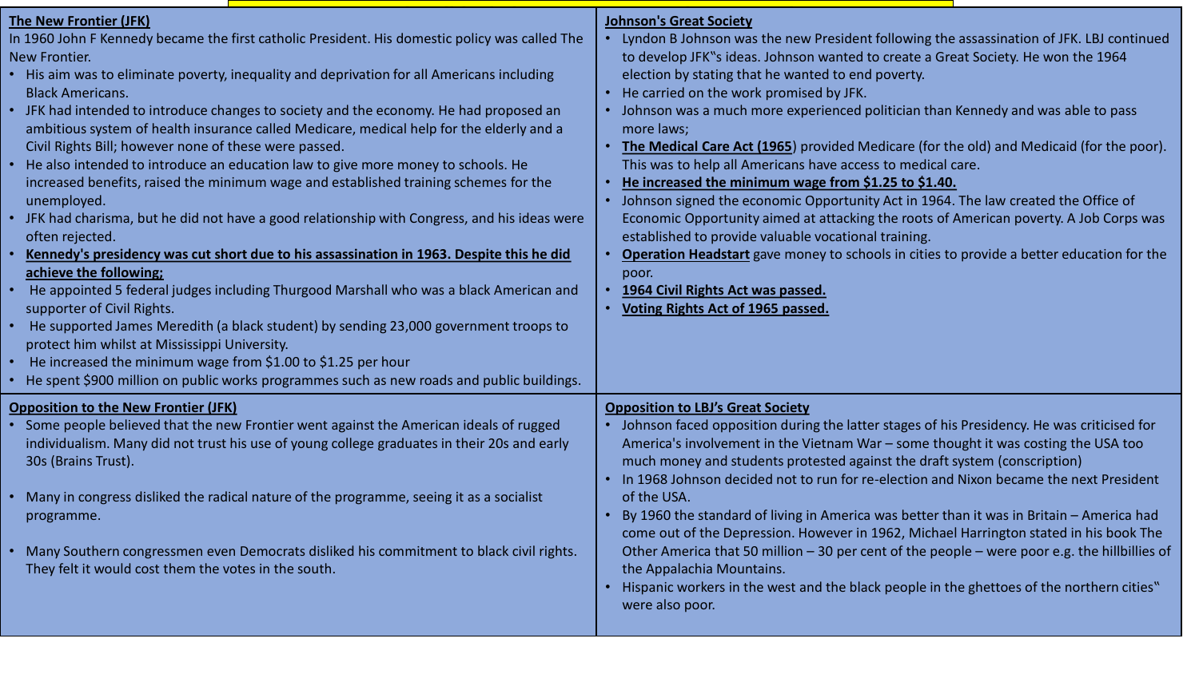## The New Frontier (JFK)

In 1960 John F Kennedy became the first catholic President. His domestic policy was called The New Frontier.

- His aim was to eliminate poverty, inequality and deprivation for all Americans including Black Americans.
- JFK had intended to introduce changes to society and the economy. He had proposed an ambitious system of health insurance called Medicare, medical help for the elderly and a Civil Rights Bill; however none of these were passed.
- He also intended to introduce an education law to give more money to schools. He increased benefits, raised the minimum wage and established training schemes for the unemployed.
- JFK had charisma, but he did not have a good relationship with Congress, and his ideas were often rejected.
- **Kennedy's presidency was cut short due to his assassination in 1963. Despite this he did achieve the following;**
- He appointed 5 federal judges including Thurgood Marshall who was a black American and supporter of Civil Rights.
- He supported James Meredith (a black student) by sending 23,000 government troops to protect him whilst at Mississippi University.
- He increased the minimum wage from $1.00 to $1.25 per hour
- He spent $900 million on public works programmes such as new roads and public buildings.

## Johnson's Great Society

- Lyndon B Johnson was the new President following the assassination of JFK. LBJ continued to develop JFK"s ideas. Johnson wanted to create a Great Society. He won the 1964 election by stating that he wanted to end poverty.
- He carried on the work promised by JFK.
- Johnson was a much more experienced politician than Kennedy and was able to pass more laws;
- **The Medical Care Act (1965)** provided Medicare (for the old) and Medicaid (for the poor). This was to help all Americans have access to medical care.
- **He increased the minimum wage from $1.25 to $1.40.**
- Johnson signed the economic Opportunity Act in 1964. The law created the Office of Economic Opportunity aimed at attacking the roots of American poverty. A Job Corps was established to provide valuable vocational training.
- **Operation Headstart** gave money to schools in cities to provide a better education for the poor.
- **1964 Civil Rights Act was passed.**
- **Voting Rights Act of 1965 passed.**

## Opposition to the New Frontier (JFK)

- Some people believed that the new Frontier went against the American ideals of rugged individualism. Many did not trust his use of young college graduates in their 20s and early 30s (Brains Trust).
- Many in congress disliked the radical nature of the programme, seeing it as a socialist programme.
- Many Southern congressmen even Democrats disliked his commitment to black civil rights. They felt it would cost them the votes in the south.

## Opposition to LBJ's Great Society

- Johnson faced opposition during the latter stages of his Presidency. He was criticised for America's involvement in the Vietnam War – some thought it was costing the USA too much money and students protested against the draft system (conscription)
- In 1968 Johnson decided not to run for re-election and Nixon became the next President of the USA.
- By 1960 the standard of living in America was better than it was in Britain – America had come out of the Depression. However in 1962, Michael Harrington stated in his book The Other America that 50 million – 30 per cent of the people – were poor e.g. the hillbillies of the Appalachia Mountains.
- Hispanic workers in the west and the black people in the ghettoes of the northern cities" were also poor.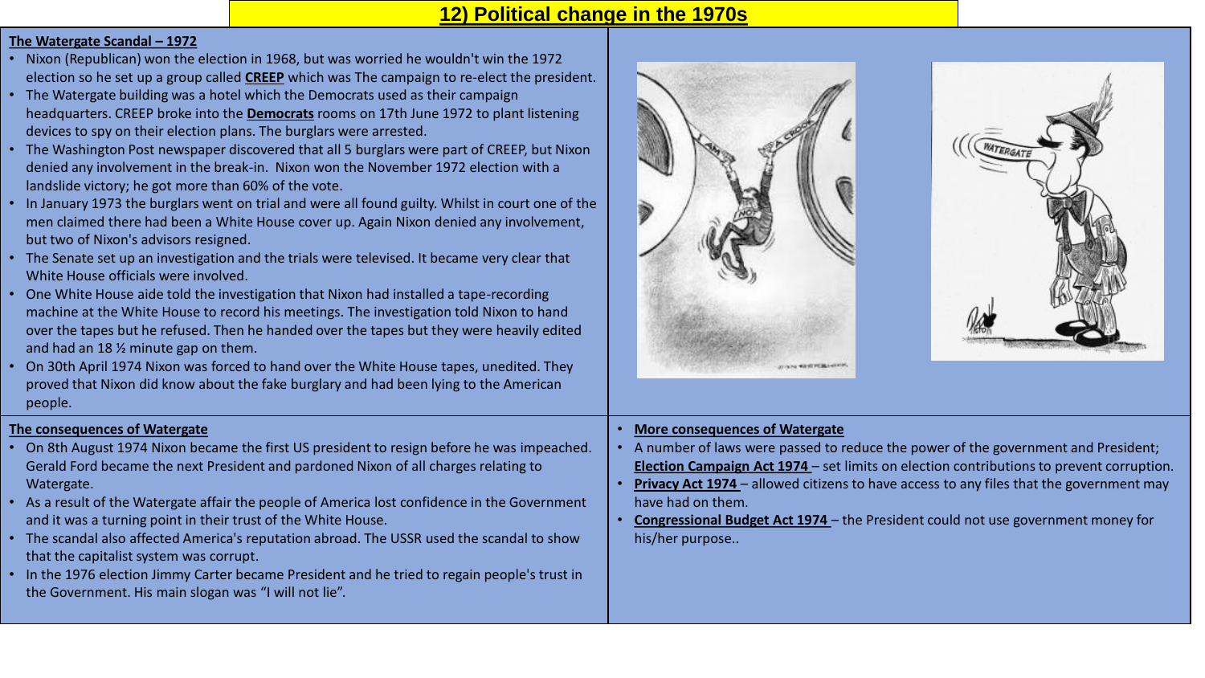# 12) Political change in the 1970s

## The Watergate Scandal – 1972

- Nixon (Republican) won the election in 1968, but was worried he wouldn't win the 1972 election so he set up a group called **CREEP** which was The campaign to re-elect the president.
- The Watergate building was a hotel which the Democrats used as their campaign headquarters. CREEP broke into the **Democrats** rooms on 17th June 1972 to plant listening devices to spy on their election plans. The burglars were arrested.
- The Washington Post newspaper discovered that all 5 burglars were part of CREEP, but Nixon denied any involvement in the break-in. Nixon won the November 1972 election with a landslide victory; he got more than 60% of the vote.
- In January 1973 the burglars went on trial and were all found guilty. Whilst in court one of the men claimed there had been a White House cover up. Again Nixon denied any involvement, but two of Nixon's advisors resigned.
- The Senate set up an investigation and the trials were televised. It became very clear that White House officials were involved.
- One White House aide told the investigation that Nixon had installed a tape-recording machine at the White House to record his meetings. The investigation told Nixon to hand over the tapes but he refused. Then he handed over the tapes but they were heavily edited and had an 18 ½ minute gap on them.
- On 30th April 1974 Nixon was forced to hand over the White House tapes, unedited. They proved that Nixon did know about the fake burglary and had been lying to the American people.

## The consequences of Watergate

- On 8th August 1974 Nixon became the first US president to resign before he was impeached. Gerald Ford became the next President and pardoned Nixon of all charges relating to Watergate.
- As a result of the Watergate affair the people of America lost confidence in the Government and it was a turning point in their trust of the White House.
- The scandal also affected America's reputation abroad. The USSR used the scandal to show that the capitalist system was corrupt.
- In the 1976 election Jimmy Carter became President and he tried to regain people's trust in the Government. His main slogan was "I will not lie".

## More consequences of Watergate

- A number of laws were passed to reduce the power of the government and President; **Election Campaign Act 1974** – set limits on election contributions to prevent corruption.
- **Privacy Act 1974** – allowed citizens to have access to any files that the government may have had on them.
- **Congressional Budget Act 1974** – the President could not use government money for his/her purpose..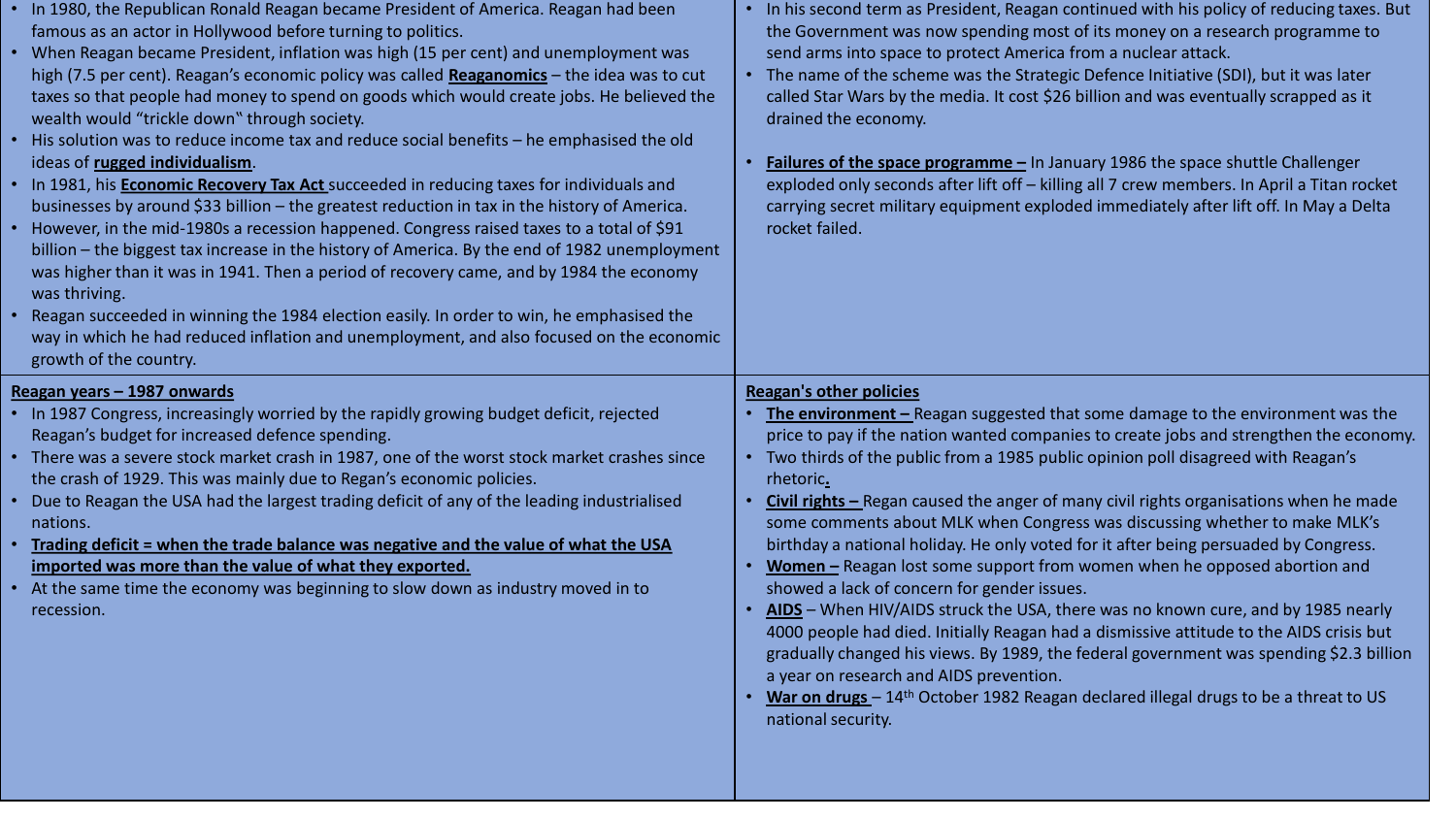- In 1980, the Republican Ronald Reagan became President of America. Reagan had been famous as an actor in Hollywood before turning to politics.
- When Reagan became President, inflation was high (15 per cent) and unemployment was high (7.5 per cent). Reagan's economic policy was called **Reaganomics** – the idea was to cut taxes so that people had money to spend on goods which would create jobs. He believed the wealth would "trickle down" through society.
- His solution was to reduce income tax and reduce social benefits – he emphasised the old ideas of **rugged individualism**.
- In 1981, his **Economic Recovery Tax Act** succeeded in reducing taxes for individuals and businesses by around $33 billion – the greatest reduction in tax in the history of America.
- However, in the mid-1980s a recession happened. Congress raised taxes to a total of $91 billion – the biggest tax increase in the history of America. By the end of 1982 unemployment was higher than it was in 1941. Then a period of recovery came, and by 1984 the economy was thriving.
- Reagan succeeded in winning the 1984 election easily. In order to win, he emphasised the way in which he had reduced inflation and unemployment, and also focused on the economic growth of the country.

- In his second term as President, Reagan continued with his policy of reducing taxes. But the Government was now spending most of its money on a research programme to send arms into space to protect America from a nuclear attack.
- The name of the scheme was the Strategic Defence Initiative (SDI), but it was later called Star Wars by the media. It cost $26 billion and was eventually scrapped as it drained the economy.
- **Failures of the space programme –** In January 1986 the space shuttle Challenger exploded only seconds after lift off – killing all 7 crew members. In April a Titan rocket carrying secret military equipment exploded immediately after lift off. In May a Delta rocket failed.

**Reagan years – 1987 onwards**

- In 1987 Congress, increasingly worried by the rapidly growing budget deficit, rejected Reagan's budget for increased defence spending.
- There was a severe stock market crash in 1987, one of the worst stock market crashes since the crash of 1929. This was mainly due to Regan's economic policies.
- Due to Reagan the USA had the largest trading deficit of any of the leading industrialised nations.
- **Trading deficit = when the trade balance was negative and the value of what the USA imported was more than the value of what they exported.**
- At the same time the economy was beginning to slow down as industry moved in to recession.

**Reagan's other policies**

- **The environment –** Reagan suggested that some damage to the environment was the price to pay if the nation wanted companies to create jobs and strengthen the economy.
- Two thirds of the public from a 1985 public opinion poll disagreed with Reagan's rhetoric.
- **Civil rights –** Regan caused the anger of many civil rights organisations when he made some comments about MLK when Congress was discussing whether to make MLK's birthday a national holiday. He only voted for it after being persuaded by Congress.
- **Women –** Reagan lost some support from women when he opposed abortion and showed a lack of concern for gender issues.
- **AIDS** – When HIV/AIDS struck the USA, there was no known cure, and by 1985 nearly 4000 people had died. Initially Reagan had a dismissive attitude to the AIDS crisis but gradually changed his views. By 1989, the federal government was spending $2.3 billion a year on research and AIDS prevention.
- **War on drugs** – 14th October 1982 Reagan declared illegal drugs to be a threat to US national security.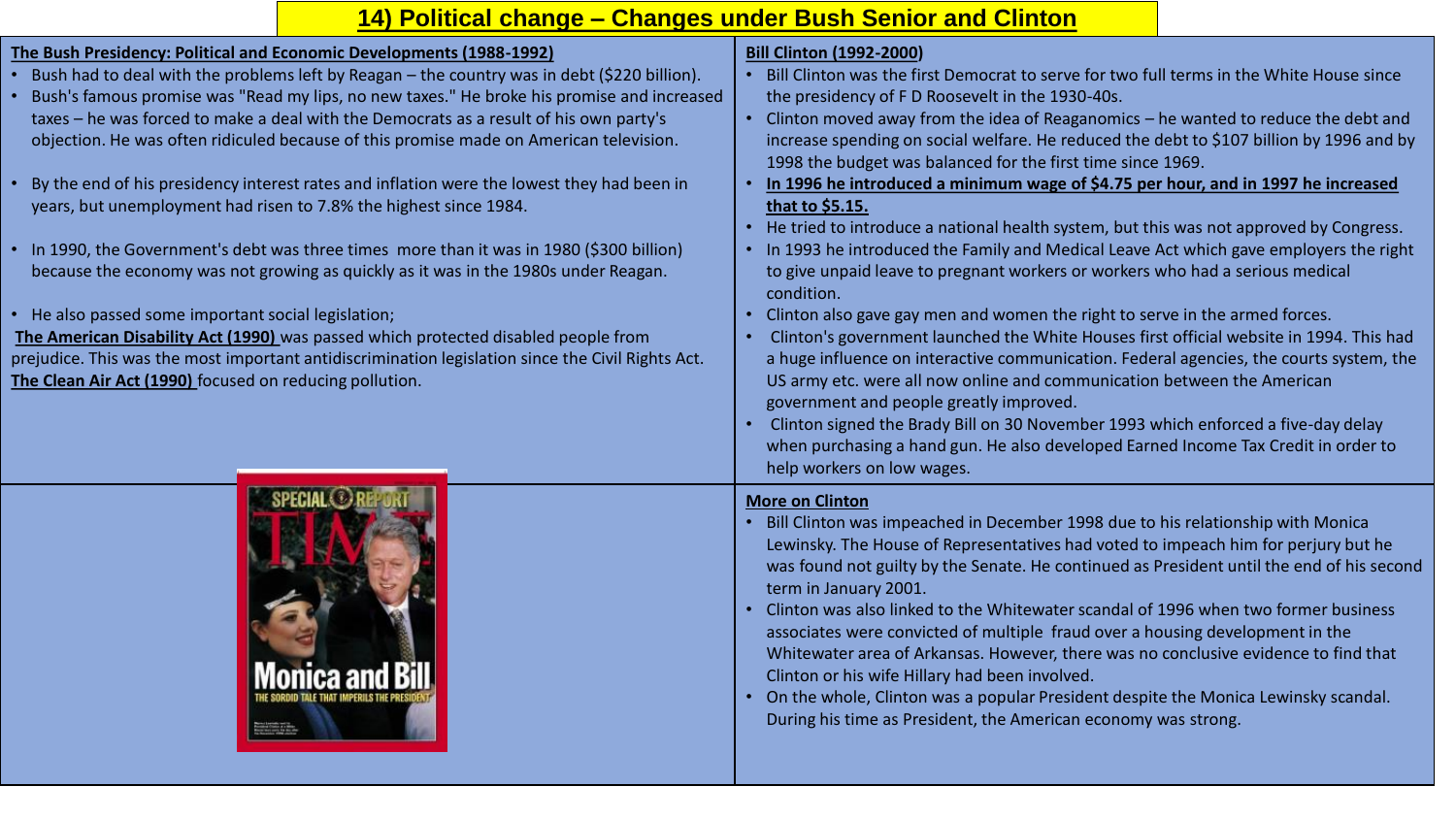# 14) Political change – Changes under Bush Senior and Clinton

## The Bush Presidency: Political and Economic Developments (1988-1992)

- Bush had to deal with the problems left by Reagan – the country was in debt ($220 billion).
- Bush's famous promise was "Read my lips, no new taxes." He broke his promise and increased taxes – he was forced to make a deal with the Democrats as a result of his own party's objection. He was often ridiculed because of this promise made on American television.
- By the end of his presidency interest rates and inflation were the lowest they had been in years, but unemployment had risen to 7.8% the highest since 1984.
- In 1990, the Government's debt was three times more than it was in 1980 ($300 billion) because the economy was not growing as quickly as it was in the 1980s under Reagan.
- He also passed some important social legislation;

**The American Disability Act (1990)** was passed which protected disabled people from prejudice. This was the most important antidiscrimination legislation since the Civil Rights Act. **The Clean Air Act (1990)** focused on reducing pollution.

## Bill Clinton (1992-2000)

- Bill Clinton was the first Democrat to serve for two full terms in the White House since the presidency of F D Roosevelt in the 1930-40s.
- Clinton moved away from the idea of Reaganomics – he wanted to reduce the debt and increase spending on social welfare. He reduced the debt to $107 billion by 1996 and by 1998 the budget was balanced for the first time since 1969.
- **In 1996 he introduced a minimum wage of $4.75 per hour, and in 1997 he increased that to $5.15.**
- He tried to introduce a national health system, but this was not approved by Congress.
- In 1993 he introduced the Family and Medical Leave Act which gave employers the right to give unpaid leave to pregnant workers or workers who had a serious medical condition.
- Clinton also gave gay men and women the right to serve in the armed forces.
- Clinton's government launched the White Houses first official website in 1994. This had a huge influence on interactive communication. Federal agencies, the courts system, the US army etc. were all now online and communication between the American government and people greatly improved.
- Clinton signed the Brady Bill on 30 November 1993 which enforced a five-day delay when purchasing a hand gun. He also developed Earned Income Tax Credit in order to help workers on low wages.

## More on Clinton

- Bill Clinton was impeached in December 1998 due to his relationship with Monica Lewinsky. The House of Representatives had voted to impeach him for perjury but he was found not guilty by the Senate. He continued as President until the end of his second term in January 2001.
- Clinton was also linked to the Whitewater scandal of 1996 when two former business associates were convicted of multiple fraud over a housing development in the Whitewater area of Arkansas. However, there was no conclusive evidence to find that Clinton or his wife Hillary had been involved.
- On the whole, Clinton was a popular President despite the Monica Lewinsky scandal. During his time as President, the American economy was strong.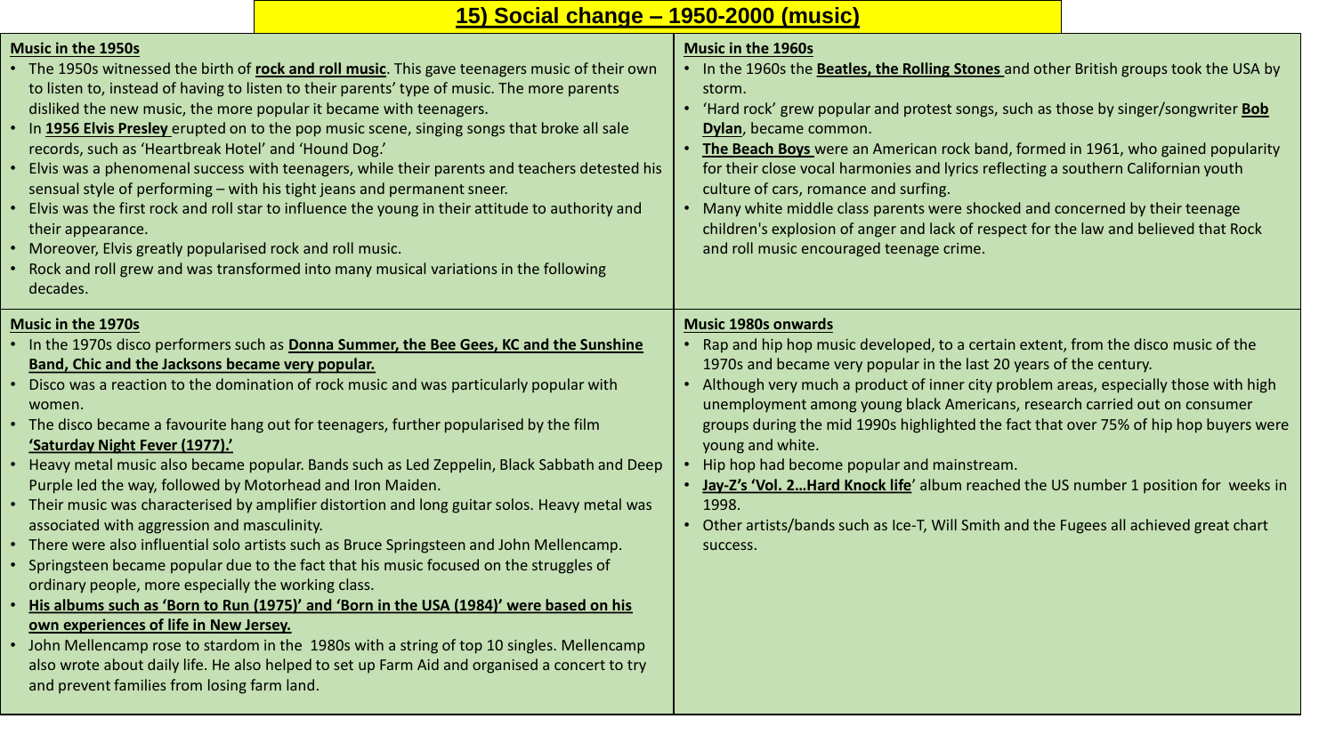# 15) Social change – 1950-2000 (music)

## Music in the 1950s

- The 1950s witnessed the birth of **rock and roll music**. This gave teenagers music of their own to listen to, instead of having to listen to their parents' type of music. The more parents disliked the new music, the more popular it became with teenagers.
- In **1956 Elvis Presley** erupted on to the pop music scene, singing songs that broke all sale records, such as 'Heartbreak Hotel' and 'Hound Dog.'
- Elvis was a phenomenal success with teenagers, while their parents and teachers detested his sensual style of performing – with his tight jeans and permanent sneer.
- Elvis was the first rock and roll star to influence the young in their attitude to authority and their appearance.
- Moreover, Elvis greatly popularised rock and roll music.
- Rock and roll grew and was transformed into many musical variations in the following decades.

## Music in the 1960s

- In the 1960s the **Beatles, the Rolling Stones** and other British groups took the USA by storm.
- 'Hard rock' grew popular and protest songs, such as those by singer/songwriter **Bob Dylan**, became common.
- **The Beach Boys** were an American rock band, formed in 1961, who gained popularity for their close vocal harmonies and lyrics reflecting a southern Californian youth culture of cars, romance and surfing.
- Many white middle class parents were shocked and concerned by their teenage children's explosion of anger and lack of respect for the law and believed that Rock and roll music encouraged teenage crime.

## Music in the 1970s

- In the 1970s disco performers such as **Donna Summer, the Bee Gees, KC and the Sunshine Band, Chic and the Jacksons became very popular.**
- Disco was a reaction to the domination of rock music and was particularly popular with women.
- The disco became a favourite hang out for teenagers, further popularised by the film **'Saturday Night Fever (1977).'**
- Heavy metal music also became popular. Bands such as Led Zeppelin, Black Sabbath and Deep Purple led the way, followed by Motorhead and Iron Maiden.
- Their music was characterised by amplifier distortion and long guitar solos. Heavy metal was associated with aggression and masculinity.
- There were also influential solo artists such as Bruce Springsteen and John Mellencamp.
- Springsteen became popular due to the fact that his music focused on the struggles of ordinary people, more especially the working class.
- **His albums such as 'Born to Run (1975)' and 'Born in the USA (1984)' were based on his own experiences of life in New Jersey.**
- John Mellencamp rose to stardom in the 1980s with a string of top 10 singles. Mellencamp also wrote about daily life. He also helped to set up Farm Aid and organised a concert to try and prevent families from losing farm land.

## Music 1980s onwards

- Rap and hip hop music developed, to a certain extent, from the disco music of the 1970s and became very popular in the last 20 years of the century.
- Although very much a product of inner city problem areas, especially those with high unemployment among young black Americans, research carried out on consumer groups during the mid 1990s highlighted the fact that over 75% of hip hop buyers were young and white.
- Hip hop had become popular and mainstream.
- **Jay-Z's 'Vol. 2…Hard Knock life'** album reached the US number 1 position for weeks in 1998.
- Other artists/bands such as Ice-T, Will Smith and the Fugees all achieved great chart success.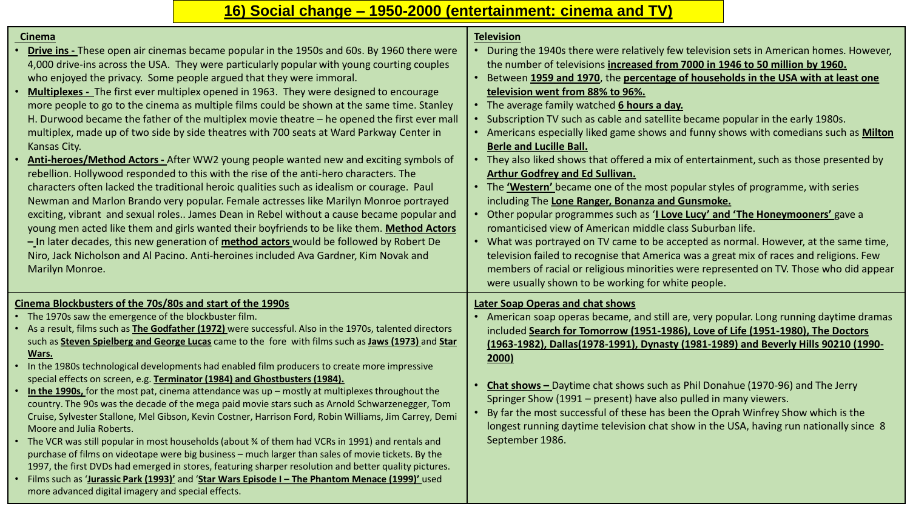# 16) Social change – 1950-2000 (entertainment: cinema and TV)

## Cinema

- **Drive ins -** These open air cinemas became popular in the 1950s and 60s. By 1960 there were 4,000 drive-ins across the USA. They were particularly popular with young courting couples who enjoyed the privacy. Some people argued that they were immoral.
- **Multiplexes -** The first ever multiplex opened in 1963. They were designed to encourage more people to go to the cinema as multiple films could be shown at the same time. Stanley H. Durwood became the father of the multiplex movie theatre – he opened the first ever mall multiplex, made up of two side by side theatres with 700 seats at Ward Parkway Center in Kansas City.
- **Anti-heroes/Method Actors -** After WW2 young people wanted new and exciting symbols of rebellion. Hollywood responded to this with the rise of the anti-hero characters. The characters often lacked the traditional heroic qualities such as idealism or courage. Paul Newman and Marlon Brando very popular. Female actresses like Marilyn Monroe portrayed exciting, vibrant and sexual roles.. James Dean in Rebel without a cause became popular and young men acted like them and girls wanted their boyfriends to be like them. **Method Actors – I**n later decades, this new generation of **method actors** would be followed by Robert De Niro, Jack Nicholson and Al Pacino. Anti-heroines included Ava Gardner, Kim Novak and Marilyn Monroe.

## Television

- During the 1940s there were relatively few television sets in American homes. However, the number of televisions **increased from 7000 in 1946 to 50 million by 1960.**
- Between **1959 and 1970**, the **percentage of households in the USA with at least one television went from 88% to 96%.**
- The average family watched **6 hours a day.**
- Subscription TV such as cable and satellite became popular in the early 1980s.
- Americans especially liked game shows and funny shows with comedians such as **Milton Berle and Lucille Ball.**
- They also liked shows that offered a mix of entertainment, such as those presented by **Arthur Godfrey and Ed Sullivan.**
- The **'Western'** became one of the most popular styles of programme, with series including The **Lone Ranger, Bonanza and Gunsmoke.**
- Other popular programmes such as '**I Love Lucy' and 'The Honeymooners'** gave a romanticised view of American middle class Suburban life.
- What was portrayed on TV came to be accepted as normal. However, at the same time, television failed to recognise that America was a great mix of races and religions. Few members of racial or religious minorities were represented on TV. Those who did appear were usually shown to be working for white people.

## Cinema Blockbusters of the 70s/80s and start of the 1990s

- The 1970s saw the emergence of the blockbuster film.
- As a result, films such as **The Godfather (1972)** were successful. Also in the 1970s, talented directors such as **Steven Spielberg and George Lucas** came to the fore with films such as **Jaws (1973)** and **Star Wars.**
- In the 1980s technological developments had enabled film producers to create more impressive special effects on screen, e.g. **Terminator (1984) and Ghostbusters (1984).**
- **In the 1990s,** for the most pat, cinema attendance was up – mostly at multiplexes throughout the country. The 90s was the decade of the mega paid movie stars such as Arnold Schwarzenegger, Tom Cruise, Sylvester Stallone, Mel Gibson, Kevin Costner, Harrison Ford, Robin Williams, Jim Carrey, Demi Moore and Julia Roberts.
- The VCR was still popular in most households (about ¾ of them had VCRs in 1991) and rentals and purchase of films on videotape were big business – much larger than sales of movie tickets. By the 1997, the first DVDs had emerged in stores, featuring sharper resolution and better quality pictures.
- Films such as '**Jurassic Park (1993)'** and '**Star Wars Episode I – The Phantom Menace (1999)'** used more advanced digital imagery and special effects.

## Later Soap Operas and chat shows

- American soap operas became, and still are, very popular. Long running daytime dramas included **Search for Tomorrow (1951-1986), Love of Life (1951-1980), The Doctors (1963-1982), Dallas(1978-1991), Dynasty (1981-1989) and Beverly Hills 90210 (1990-2000)**
- **Chat shows –** Daytime chat shows such as Phil Donahue (1970-96) and The Jerry Springer Show (1991 – present) have also pulled in many viewers.
- By far the most successful of these has been the Oprah Winfrey Show which is the longest running daytime television chat show in the USA, having run nationally since 8 September 1986.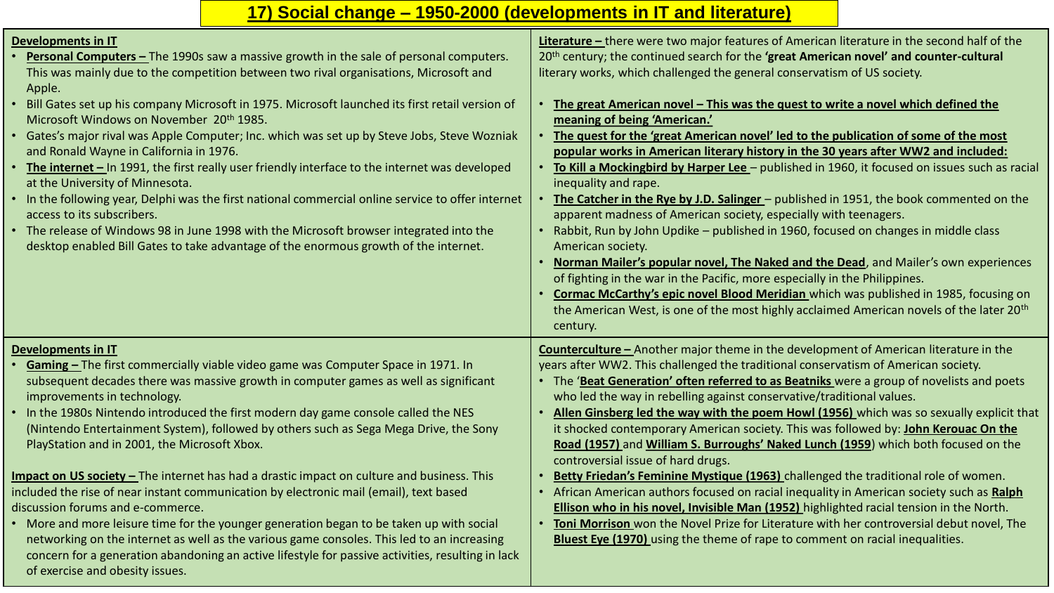# 17) Social change – 1950-2000 (developments in IT and literature)

## Developments in IT

- **Personal Computers –** The 1990s saw a massive growth in the sale of personal computers. This was mainly due to the competition between two rival organisations, Microsoft and Apple.
- Bill Gates set up his company Microsoft in 1975. Microsoft launched its first retail version of Microsoft Windows on November 20th 1985.
- Gates's major rival was Apple Computer; Inc. which was set up by Steve Jobs, Steve Wozniak and Ronald Wayne in California in 1976.
- **The internet –** In 1991, the first really user friendly interface to the internet was developed at the University of Minnesota.
- In the following year, Delphi was the first national commercial online service to offer internet access to its subscribers.
- The release of Windows 98 in June 1998 with the Microsoft browser integrated into the desktop enabled Bill Gates to take advantage of the enormous growth of the internet.

## Developments in IT

- **Gaming –** The first commercially viable video game was Computer Space in 1971. In subsequent decades there was massive growth in computer games as well as significant improvements in technology.
- In the 1980s Nintendo introduced the first modern day game console called the NES (Nintendo Entertainment System), followed by others such as Sega Mega Drive, the Sony PlayStation and in 2001, the Microsoft Xbox.

**Impact on US society –** The internet has had a drastic impact on culture and business. This included the rise of near instant communication by electronic mail (email), text based discussion forums and e-commerce.

- More and more leisure time for the younger generation began to be taken up with social networking on the internet as well as the various game consoles. This led to an increasing concern for a generation abandoning an active lifestyle for passive activities, resulting in lack of exercise and obesity issues.

## Literature

**Literature –** there were two major features of American literature in the second half of the 20th century; the continued search for the **'great American novel' and counter-cultural** literary works, which challenged the general conservatism of US society.

- **The great American novel – This was the quest to write a novel which defined the meaning of being 'American.'**
- **The quest for the 'great American novel' led to the publication of some of the most popular works in American literary history in the 30 years after WW2 and included:**
- **To Kill a Mockingbird by Harper Lee** – published in 1960, it focused on issues such as racial inequality and rape.
- **The Catcher in the Rye by J.D. Salinger** – published in 1951, the book commented on the apparent madness of American society, especially with teenagers.
- Rabbit, Run by John Updike – published in 1960, focused on changes in middle class American society.
- **Norman Mailer's popular novel, The Naked and the Dead**, and Mailer's own experiences of fighting in the war in the Pacific, more especially in the Philippines.
- **Cormac McCarthy's epic novel Blood Meridian** which was published in 1985, focusing on the American West, is one of the most highly acclaimed American novels of the later 20th century.

**Counterculture –** Another major theme in the development of American literature in the years after WW2. This challenged the traditional conservatism of American society.

- The '**Beat Generation' often referred to as Beatniks** were a group of novelists and poets who led the way in rebelling against conservative/traditional values.
- **Allen Ginsberg led the way with the poem Howl (1956)** which was so sexually explicit that it shocked contemporary American society. This was followed by: **John Kerouac On the Road (1957)** and **William S. Burroughs' Naked Lunch (1959**) which both focused on the controversial issue of hard drugs.
- **Betty Friedan's Feminine Mystique (1963)** challenged the traditional role of women.
- African American authors focused on racial inequality in American society such as **Ralph Ellison who in his novel, Invisible Man (1952)** highlighted racial tension in the North.
- **Toni Morrison** won the Novel Prize for Literature with her controversial debut novel, The **Bluest Eye (1970)** using the theme of rape to comment on racial inequalities.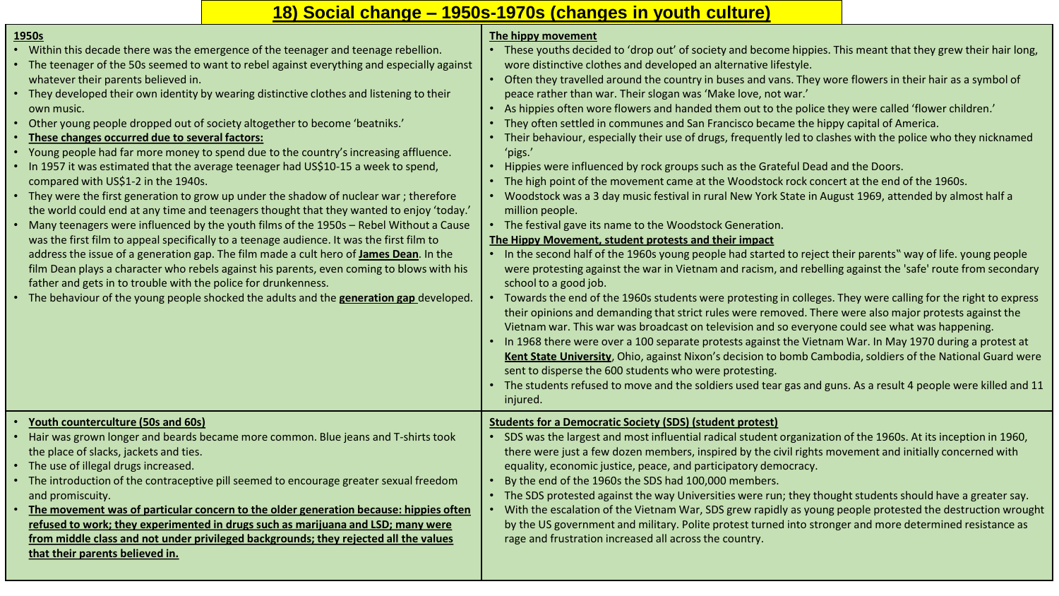# 18) Social change – 1950s-1970s (changes in youth culture)

## 1950s

- Within this decade there was the emergence of the teenager and teenage rebellion.
- The teenager of the 50s seemed to want to rebel against everything and especially against whatever their parents believed in.
- They developed their own identity by wearing distinctive clothes and listening to their own music.
- Other young people dropped out of society altogether to become 'beatniks.'
- **These changes occurred due to several factors:**
- Young people had far more money to spend due to the country's increasing affluence.
- In 1957 it was estimated that the average teenager had US$10-15 a week to spend, compared with US$1-2 in the 1940s.
- They were the first generation to grow up under the shadow of nuclear war ; therefore the world could end at any time and teenagers thought that they wanted to enjoy 'today.'
- Many teenagers were influenced by the youth films of the 1950s – Rebel Without a Cause was the first film to appeal specifically to a teenage audience. It was the first film to address the issue of a generation gap. The film made a cult hero of **James Dean**. In the film Dean plays a character who rebels against his parents, even coming to blows with his father and gets in to trouble with the police for drunkenness.
- The behaviour of the young people shocked the adults and the **generation gap** developed.

## The hippy movement

- These youths decided to 'drop out' of society and become hippies. This meant that they grew their hair long, wore distinctive clothes and developed an alternative lifestyle.
- Often they travelled around the country in buses and vans. They wore flowers in their hair as a symbol of peace rather than war. Their slogan was 'Make love, not war.'
- As hippies often wore flowers and handed them out to the police they were called 'flower children.'
- They often settled in communes and San Francisco became the hippy capital of America.
- Their behaviour, especially their use of drugs, frequently led to clashes with the police who they nicknamed 'pigs.'
- Hippies were influenced by rock groups such as the Grateful Dead and the Doors.
- The high point of the movement came at the Woodstock rock concert at the end of the 1960s.
- Woodstock was a 3 day music festival in rural New York State in August 1969, attended by almost half a million people.
- The festival gave its name to the Woodstock Generation.

## The Hippy Movement, student protests and their impact

- In the second half of the 1960s young people had started to reject their parents" way of life. young people were protesting against the war in Vietnam and racism, and rebelling against the 'safe' route from secondary school to a good job.
- Towards the end of the 1960s students were protesting in colleges. They were calling for the right to express their opinions and demanding that strict rules were removed. There were also major protests against the Vietnam war. This war was broadcast on television and so everyone could see what was happening.
- In 1968 there were over a 100 separate protests against the Vietnam War. In May 1970 during a protest at **Kent State University**, Ohio, against Nixon's decision to bomb Cambodia, soldiers of the National Guard were sent to disperse the 600 students who were protesting.
- The students refused to move and the soldiers used tear gas and guns. As a result 4 people were killed and 11 injured.

## Youth counterculture (50s and 60s)

- Hair was grown longer and beards became more common. Blue jeans and T-shirts took the place of slacks, jackets and ties.
- The use of illegal drugs increased.
- The introduction of the contraceptive pill seemed to encourage greater sexual freedom and promiscuity.
- **The movement was of particular concern to the older generation because: hippies often refused to work; they experimented in drugs such as marijuana and LSD; many were from middle class and not under privileged backgrounds; they rejected all the values that their parents believed in.**

## Students for a Democratic Society (SDS) (student protest)

- SDS was the largest and most influential radical student organization of the 1960s. At its inception in 1960, there were just a few dozen members, inspired by the civil rights movement and initially concerned with equality, economic justice, peace, and participatory democracy.
- By the end of the 1960s the SDS had 100,000 members.
- The SDS protested against the way Universities were run; they thought students should have a greater say.
- With the escalation of the Vietnam War, SDS grew rapidly as young people protested the destruction wrought by the US government and military. Polite protest turned into stronger and more determined resistance as rage and frustration increased all across the country.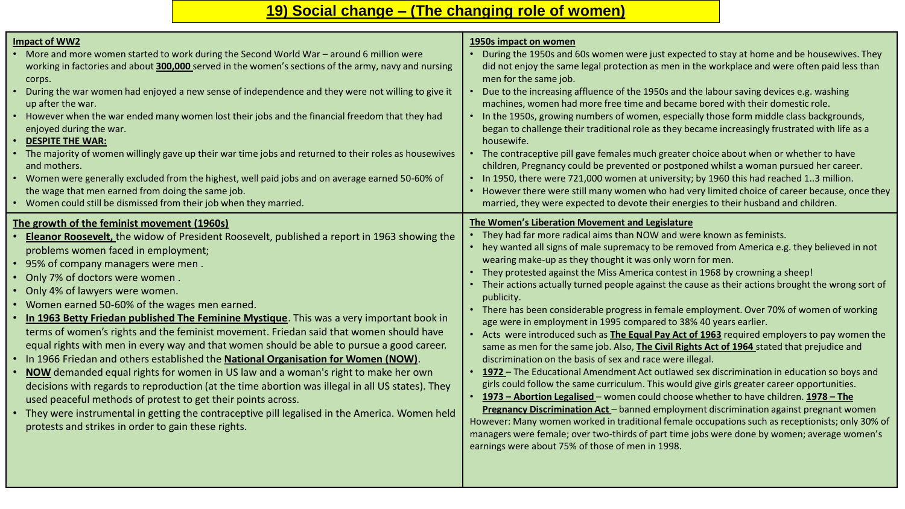# 19) Social change – (The changing role of women)

## Impact of WW2

- More and more women started to work during the Second World War – around 6 million were working in factories and about **300,000** served in the women's sections of the army, navy and nursing corps.
- During the war women had enjoyed a new sense of independence and they were not willing to give it up after the war.
- However when the war ended many women lost their jobs and the financial freedom that they had enjoyed during the war.
- **DESPITE THE WAR:**
- The majority of women willingly gave up their war time jobs and returned to their roles as housewives and mothers.
- Women were generally excluded from the highest, well paid jobs and on average earned 50-60% of the wage that men earned from doing the same job.
- Women could still be dismissed from their job when they married.

## 1950s impact on women

- During the 1950s and 60s women were just expected to stay at home and be housewives. They did not enjoy the same legal protection as men in the workplace and were often paid less than men for the same job.
- Due to the increasing affluence of the 1950s and the labour saving devices e.g. washing machines, women had more free time and became bored with their domestic role.
- In the 1950s, growing numbers of women, especially those form middle class backgrounds, began to challenge their traditional role as they became increasingly frustrated with life as a housewife.
- The contraceptive pill gave females much greater choice about when or whether to have children, Pregnancy could be prevented or postponed whilst a woman pursued her career.
- In 1950, there were 721,000 women at university; by 1960 this had reached 1..3 million.
- However there were still many women who had very limited choice of career because, once they married, they were expected to devote their energies to their husband and children.

## The growth of the feminist movement (1960s)

- **Eleanor Roosevelt,** the widow of President Roosevelt, published a report in 1963 showing the problems women faced in employment;
- 95% of company managers were men .
- Only 7% of doctors were women .
- Only 4% of lawyers were women.
- Women earned 50-60% of the wages men earned.
- **In 1963 Betty Friedan published The Feminine Mystique**. This was a very important book in terms of women's rights and the feminist movement. Friedan said that women should have equal rights with men in every way and that women should be able to pursue a good career.
- In 1966 Friedan and others established the **National Organisation for Women (NOW)**.
- **NOW** demanded equal rights for women in US law and a woman's right to make her own decisions with regards to reproduction (at the time abortion was illegal in all US states). They used peaceful methods of protest to get their points across.
- They were instrumental in getting the contraceptive pill legalised in the America. Women held protests and strikes in order to gain these rights.

## The Women's Liberation Movement and Legislature

- They had far more radical aims than NOW and were known as feminists.
- hey wanted all signs of male supremacy to be removed from America e.g. they believed in not wearing make-up as they thought it was only worn for men.
- They protested against the Miss America contest in 1968 by crowning a sheep!
- Their actions actually turned people against the cause as their actions brought the wrong sort of publicity.
- There has been considerable progress in female employment. Over 70% of women of working age were in employment in 1995 compared to 38% 40 years earlier.
- Acts were introduced such as **The Equal Pay Act of 1963** required employers to pay women the same as men for the same job. Also, **The Civil Rights Act of 1964** stated that prejudice and discrimination on the basis of sex and race were illegal.
- **1972** – The Educational Amendment Act outlawed sex discrimination in education so boys and girls could follow the same curriculum. This would give girls greater career opportunities.
- **1973 – Abortion Legalised** – women could choose whether to have children. **1978 – The Pregnancy Discrimination Act** – banned employment discrimination against pregnant women

However: Many women worked in traditional female occupations such as receptionists; only 30% of managers were female; over two-thirds of part time jobs were done by women; average women's earnings were about 75% of those of men in 1998.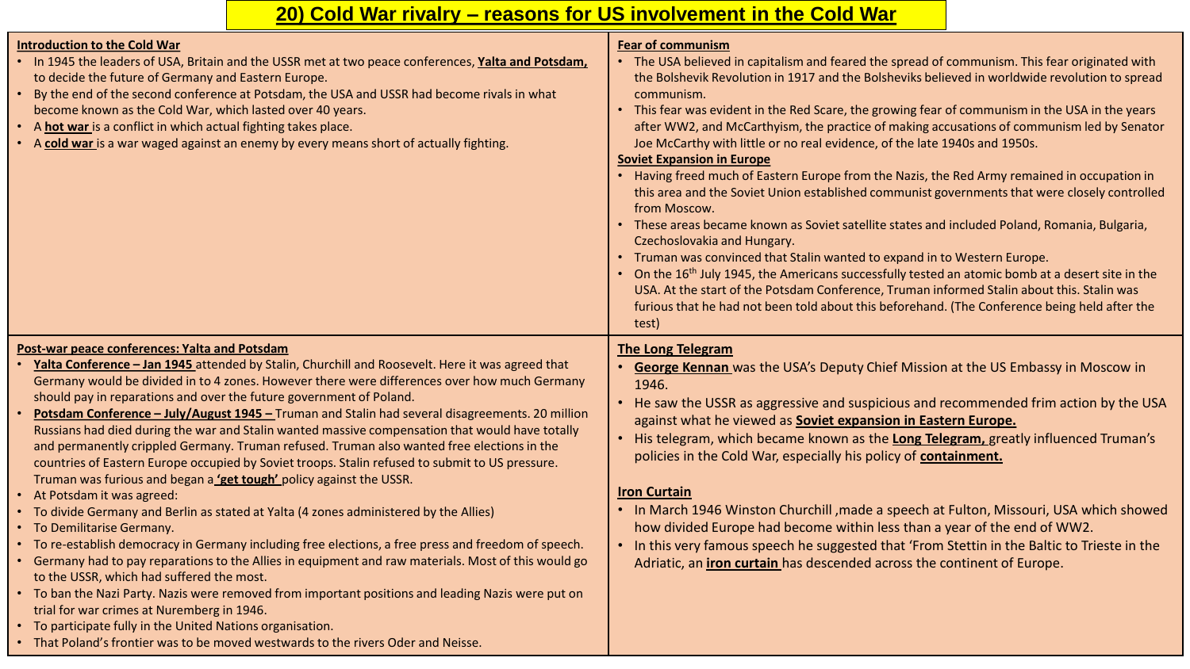# 20) Cold War rivalry – reasons for US involvement in the Cold War

## Introduction to the Cold War

- In 1945 the leaders of USA, Britain and the USSR met at two peace conferences, **Yalta and Potsdam,** to decide the future of Germany and Eastern Europe.
- By the end of the second conference at Potsdam, the USA and USSR had become rivals in what become known as the Cold War, which lasted over 40 years.
- A **hot war** is a conflict in which actual fighting takes place.
- A **cold war** is a war waged against an enemy by every means short of actually fighting.

## Post-war peace conferences: Yalta and Potsdam

- **Yalta Conference – Jan 1945** attended by Stalin, Churchill and Roosevelt. Here it was agreed that Germany would be divided in to 4 zones. However there were differences over how much Germany should pay in reparations and over the future government of Poland.
- **Potsdam Conference – July/August 1945 –** Truman and Stalin had several disagreements. 20 million Russians had died during the war and Stalin wanted massive compensation that would have totally and permanently crippled Germany. Truman refused. Truman also wanted free elections in the countries of Eastern Europe occupied by Soviet troops. Stalin refused to submit to US pressure. Truman was furious and began a **'get tough'** policy against the USSR.
- At Potsdam it was agreed:
- To divide Germany and Berlin as stated at Yalta (4 zones administered by the Allies)
- To Demilitarise Germany.
- To re-establish democracy in Germany including free elections, a free press and freedom of speech.
- Germany had to pay reparations to the Allies in equipment and raw materials. Most of this would go to the USSR, which had suffered the most.
- To ban the Nazi Party. Nazis were removed from important positions and leading Nazis were put on trial for war crimes at Nuremberg in 1946.
- To participate fully in the United Nations organisation.
- That Poland's frontier was to be moved westwards to the rivers Oder and Neisse.

## Fear of communism

- The USA believed in capitalism and feared the spread of communism. This fear originated with the Bolshevik Revolution in 1917 and the Bolsheviks believed in worldwide revolution to spread communism.
- This fear was evident in the Red Scare, the growing fear of communism in the USA in the years after WW2, and McCarthyism, the practice of making accusations of communism led by Senator Joe McCarthy with little or no real evidence, of the late 1940s and 1950s.

## Soviet Expansion in Europe

- Having freed much of Eastern Europe from the Nazis, the Red Army remained in occupation in this area and the Soviet Union established communist governments that were closely controlled from Moscow.
- These areas became known as Soviet satellite states and included Poland, Romania, Bulgaria, Czechoslovakia and Hungary.
- Truman was convinced that Stalin wanted to expand in to Western Europe.
- On the 16th July 1945, the Americans successfully tested an atomic bomb at a desert site in the USA. At the start of the Potsdam Conference, Truman informed Stalin about this. Stalin was furious that he had not been told about this beforehand. (The Conference being held after the test)

## The Long Telegram

- **George Kennan** was the USA's Deputy Chief Mission at the US Embassy in Moscow in 1946.
- He saw the USSR as aggressive and suspicious and recommended frim action by the USA against what he viewed as **Soviet expansion in Eastern Europe.**
- His telegram, which became known as the **Long Telegram,** greatly influenced Truman's policies in the Cold War, especially his policy of **containment.**

## Iron Curtain

- In March 1946 Winston Churchill ,made a speech at Fulton, Missouri, USA which showed how divided Europe had become within less than a year of the end of WW2.
- In this very famous speech he suggested that 'From Stettin in the Baltic to Trieste in the Adriatic, an **iron curtain** has descended across the continent of Europe.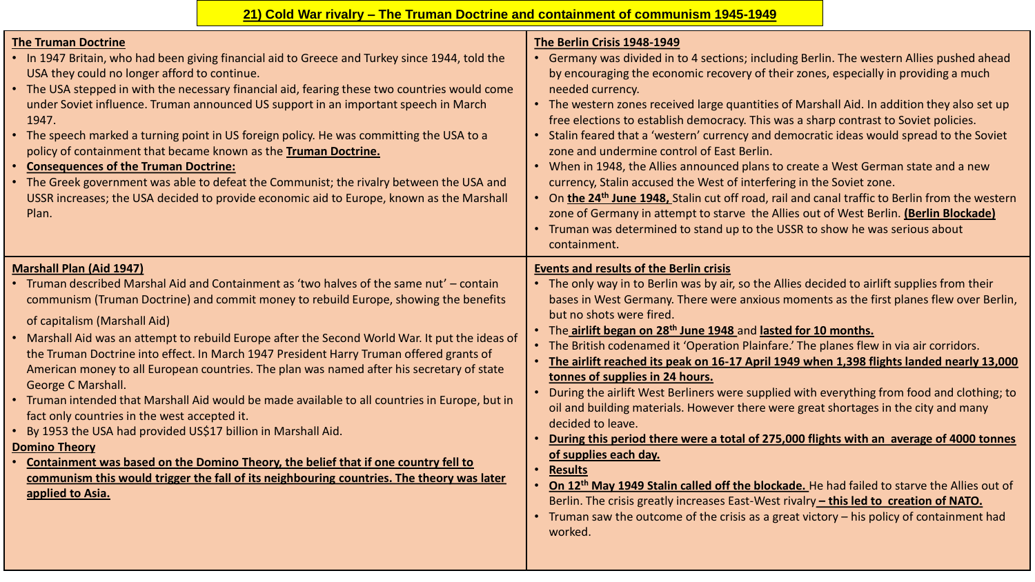# 21) Cold War rivalry – The Truman Doctrine and containment of communism 1945-1949

## The Truman Doctrine

- In 1947 Britain, who had been giving financial aid to Greece and Turkey since 1944, told the USA they could no longer afford to continue.
- The USA stepped in with the necessary financial aid, fearing these two countries would come under Soviet influence. Truman announced US support in an important speech in March 1947.
- The speech marked a turning point in US foreign policy. He was committing the USA to a policy of containment that became known as the **Truman Doctrine.**
- **Consequences of the Truman Doctrine:**
- The Greek government was able to defeat the Communist; the rivalry between the USA and USSR increases; the USA decided to provide economic aid to Europe, known as the Marshall Plan.

## Marshall Plan (Aid 1947)

- Truman described Marshal Aid and Containment as 'two halves of the same nut' – contain communism (Truman Doctrine) and commit money to rebuild Europe, showing the benefits of capitalism (Marshall Aid)
- Marshall Aid was an attempt to rebuild Europe after the Second World War. It put the ideas of the Truman Doctrine into effect. In March 1947 President Harry Truman offered grants of American money to all European countries. The plan was named after his secretary of state George C Marshall.
- Truman intended that Marshall Aid would be made available to all countries in Europe, but in fact only countries in the west accepted it.
- By 1953 the USA had provided US$17 billion in Marshall Aid.

## Domino Theory

- **Containment was based on the Domino Theory, the belief that if one country fell to communism this would trigger the fall of its neighbouring countries. The theory was later applied to Asia.**

## The Berlin Crisis 1948-1949

- Germany was divided in to 4 sections; including Berlin. The western Allies pushed ahead by encouraging the economic recovery of their zones, especially in providing a much needed currency.
- The western zones received large quantities of Marshall Aid. In addition they also set up free elections to establish democracy. This was a sharp contrast to Soviet policies.
- Stalin feared that a 'western' currency and democratic ideas would spread to the Soviet zone and undermine control of East Berlin.
- When in 1948, the Allies announced plans to create a West German state and a new currency, Stalin accused the West of interfering in the Soviet zone.
- On **the 24th June 1948,** Stalin cut off road, rail and canal traffic to Berlin from the western zone of Germany in attempt to starve the Allies out of West Berlin. **(Berlin Blockade)**
- Truman was determined to stand up to the USSR to show he was serious about containment.

## Events and results of the Berlin crisis

- The only way in to Berlin was by air, so the Allies decided to airlift supplies from their bases in West Germany. There were anxious moments as the first planes flew over Berlin, but no shots were fired.
- The **airlift began on 28th June 1948** and **lasted for 10 months.**
- The British codenamed it 'Operation Plainfare.' The planes flew in via air corridors.
- **The airlift reached its peak on 16-17 April 1949 when 1,398 flights landed nearly 13,000 tonnes of supplies in 24 hours.**
- During the airlift West Berliners were supplied with everything from food and clothing; to oil and building materials. However there were great shortages in the city and many decided to leave.
- **During this period there were a total of 275,000 flights with an average of 4000 tonnes of supplies each day.**
- **Results**
- **On 12th May 1949 Stalin called off the blockade.** He had failed to starve the Allies out of Berlin. The crisis greatly increases East-West rivalry **– this led to creation of NATO.**
- Truman saw the outcome of the crisis as a great victory – his policy of containment had worked.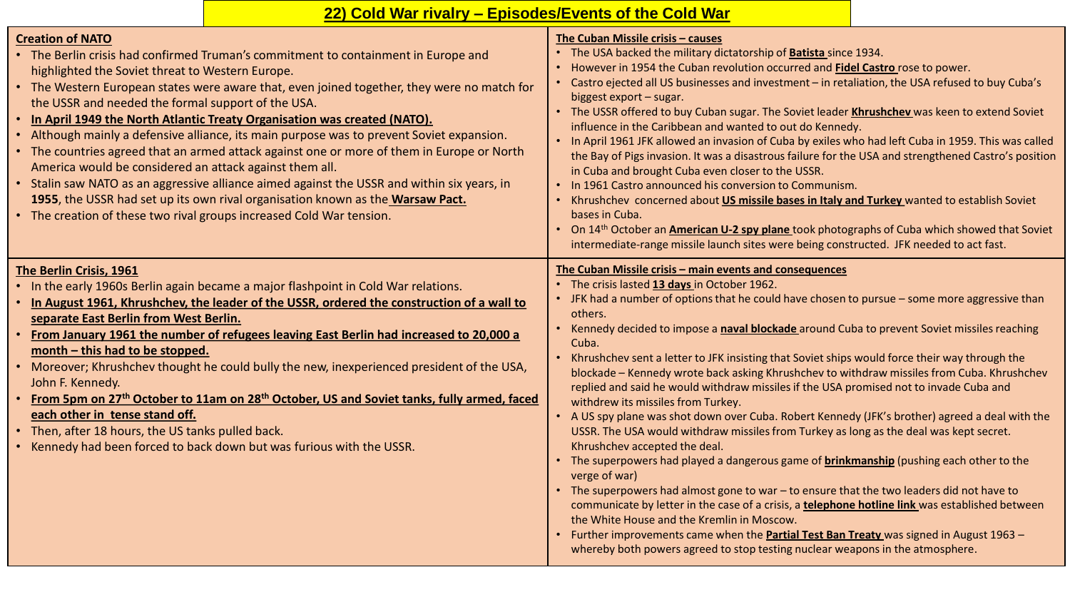# 22) Cold War rivalry – Episodes/Events of the Cold War

## Creation of NATO

- The Berlin crisis had confirmed Truman's commitment to containment in Europe and highlighted the Soviet threat to Western Europe.
- The Western European states were aware that, even joined together, they were no match for the USSR and needed the formal support of the USA.
- **In April 1949 the North Atlantic Treaty Organisation was created (NATO).**
- Although mainly a defensive alliance, its main purpose was to prevent Soviet expansion.
- The countries agreed that an armed attack against one or more of them in Europe or North America would be considered an attack against them all.
- Stalin saw NATO as an aggressive alliance aimed against the USSR and within six years, in **1955**, the USSR had set up its own rival organisation known as the **Warsaw Pact.**
- The creation of these two rival groups increased Cold War tension.

## The Berlin Crisis, 1961

- In the early 1960s Berlin again became a major flashpoint in Cold War relations.
- **In August 1961, Khrushchev, the leader of the USSR, ordered the construction of a wall to separate East Berlin from West Berlin.**
- **From January 1961 the number of refugees leaving East Berlin had increased to 20,000 a month – this had to be stopped.**
- Moreover; Khrushchev thought he could bully the new, inexperienced president of the USA, John F. Kennedy.
- **From 5pm on 27th October to 11am on 28th October, US and Soviet tanks, fully armed, faced each other in tense stand off.**
- Then, after 18 hours, the US tanks pulled back.
- Kennedy had been forced to back down but was furious with the USSR.

## The Cuban Missile crisis – causes

- The USA backed the military dictatorship of **Batista** since 1934.
- However in 1954 the Cuban revolution occurred and **Fidel Castro** rose to power.
- Castro ejected all US businesses and investment – in retaliation, the USA refused to buy Cuba's biggest export – sugar.
- The USSR offered to buy Cuban sugar. The Soviet leader **Khruschev** was keen to extend Soviet influence in the Caribbean and wanted to out do Kennedy.
- In April 1961 JFK allowed an invasion of Cuba by exiles who had left Cuba in 1959. This was called the Bay of Pigs invasion. It was a disastrous failure for the USA and strengthened Castro's position in Cuba and brought Cuba even closer to the USSR.
- In 1961 Castro announced his conversion to Communism.
- Khrushchev concerned about **US missile bases in Italy and Turkey** wanted to establish Soviet bases in Cuba.
- On 14th October an **American U-2 spy plane** took photographs of Cuba which showed that Soviet intermediate-range missile launch sites were being constructed. JFK needed to act fast.

## The Cuban Missile crisis – main events and consequences

- The crisis lasted **13 days** in October 1962.
- JFK had a number of options that he could have chosen to pursue – some more aggressive than others.
- Kennedy decided to impose a **naval blockade** around Cuba to prevent Soviet missiles reaching Cuba.
- Khrushchev sent a letter to JFK insisting that Soviet ships would force their way through the blockade – Kennedy wrote back asking Khrushchev to withdraw missiles from Cuba. Khrushchev replied and said he would withdraw missiles if the USA promised not to invade Cuba and withdrew its missiles from Turkey.
- A US spy plane was shot down over Cuba. Robert Kennedy (JFK's brother) agreed a deal with the USSR. The USA would withdraw missiles from Turkey as long as the deal was kept secret. Khrushchev accepted the deal.
- The superpowers had played a dangerous game of **brinkmanship** (pushing each other to the verge of war)
- The superpowers had almost gone to war – to ensure that the two leaders did not have to communicate by letter in the case of a crisis, a **telephone hotline link** was established between the White House and the Kremlin in Moscow.
- Further improvements came when the **Partial Test Ban Treaty** was signed in August 1963 – whereby both powers agreed to stop testing nuclear weapons in the atmosphere.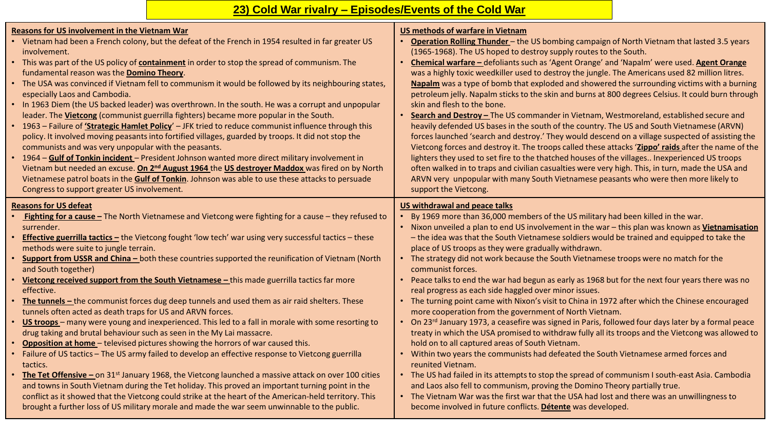# 23) Cold War rivalry – Episodes/Events of the Cold War

## Reasons for US involvement in the Vietnam War

- Vietnam had been a French colony, but the defeat of the French in 1954 resulted in far greater US involvement.
- This was part of the US policy of **containment** in order to stop the spread of communism. The fundamental reason was the **Domino Theory**.
- The USA was convinced if Vietnam fell to communism it would be followed by its neighbouring states, especially Laos and Cambodia.
- In 1963 Diem (the US backed leader) was overthrown. In the south. He was a corrupt and unpopular leader. The **Vietcong** (communist guerrilla fighters) became more popular in the South.
- 1963 – Failure of **'Strategic Hamlet Policy'** – JFK tried to reduce communist influence through this policy. It involved moving peasants into fortified villages, guarded by troops. It did not stop the communists and was very unpopular with the peasants.
- 1964 – **Gulf of Tonkin incident** – President Johnson wanted more direct military involvement in Vietnam but needed an excuse. **On 2nd August 1964** the **US destroyer Maddox** was fired on by North Vietnamese patrol boats in the **Gulf of Tonkin**. Johnson was able to use these attacks to persuade Congress to support greater US involvement.

## US methods of warfare in Vietnam

- **Operation Rolling Thunder** – the US bombing campaign of North Vietnam that lasted 3.5 years (1965-1968). The US hoped to destroy supply routes to the South.
- **Chemical warfare –** defoliants such as 'Agent Orange' and 'Napalm' were used. **Agent Orange** was a highly toxic weedkiller used to destroy the jungle. The Americans used 82 million litres. **Napalm** was a type of bomb that exploded and showered the surrounding victims with a burning petroleum jelly. Napalm sticks to the skin and burns at 800 degrees Celsius. It could burn through skin and flesh to the bone.
- **Search and Destroy –** The US commander in Vietnam, Westmoreland, established secure and heavily defended US bases in the south of the country. The US and South Vietnamese (ARVN) forces launched 'search and destroy.' They would descend on a village suspected of assisting the Vietcong forces and destroy it. The troops called these attacks '**Zippo' raids** after the name of the lighters they used to set fire to the thatched houses of the villages.. Inexperienced US troops often walked in to traps and civilian casualties were very high. This, in turn, made the USA and ARVN very unpopular with many South Vietnamese peasants who were then more likely to support the Vietcong.

## Reasons for US defeat

- **Fighting for a cause –** The North Vietnamese and Vietcong were fighting for a cause – they refused to surrender.
- **Effective guerrilla tactics –** the Vietcong fought 'low tech' war using very successful tactics – these methods were suite to jungle terrain.
- **Support from USSR and China –** both these countries supported the reunification of Vietnam (North and South together)
- **Vietcong received support from the South Vietnamese –** this made guerrilla tactics far more effective.
- **The tunnels –** the communist forces dug deep tunnels and used them as air raid shelters. These tunnels often acted as death traps for US and ARVN forces.
- **US troops** – many were young and inexperienced. This led to a fall in morale with some resorting to drug taking and brutal behaviour such as seen in the My Lai massacre.
- **Opposition at home** – televised pictures showing the horrors of war caused this.
- Failure of US tactics – The US army failed to develop an effective response to Vietcong guerrilla tactics.
- **The Tet Offensive –** on 31st January 1968, the Vietcong launched a massive attack on over 100 cities and towns in South Vietnam during the Tet holiday. This proved an important turning point in the conflict as it showed that the Vietcong could strike at the heart of the American-held territory. This brought a further loss of US military morale and made the war seem unwinnable to the public.

## US withdrawal and peace talks

- By 1969 more than 36,000 members of the US military had been killed in the war.
- Nixon unveiled a plan to end US involvement in the war – this plan was known as **Vietnamisation** – the idea was that the South Vietnamese soldiers would be trained and equipped to take the place of US troops as they were gradually withdrawn.
- The strategy did not work because the South Vietnamese troops were no match for the communist forces.
- Peace talks to end the war had begun as early as 1968 but for the next four years there was no real progress as each side haggled over minor issues.
- The turning point came with Nixon's visit to China in 1972 after which the Chinese encouraged more cooperation from the government of North Vietnam.
- On 23rd January 1973, a ceasefire was signed in Paris, followed four days later by a formal peace treaty in which the USA promised to withdraw fully all its troops and the Vietcong was allowed to hold on to all captured areas of South Vietnam.
- Within two years the communists had defeated the South Vietnamese armed forces and reunited Vietnam.
- The US had failed in its attempts to stop the spread of communism I south-east Asia. Cambodia and Laos also fell to communism, proving the Domino Theory partially true.
- The Vietnam War was the first war that the USA had lost and there was an unwillingness to become involved in future conflicts. **Détente** was developed.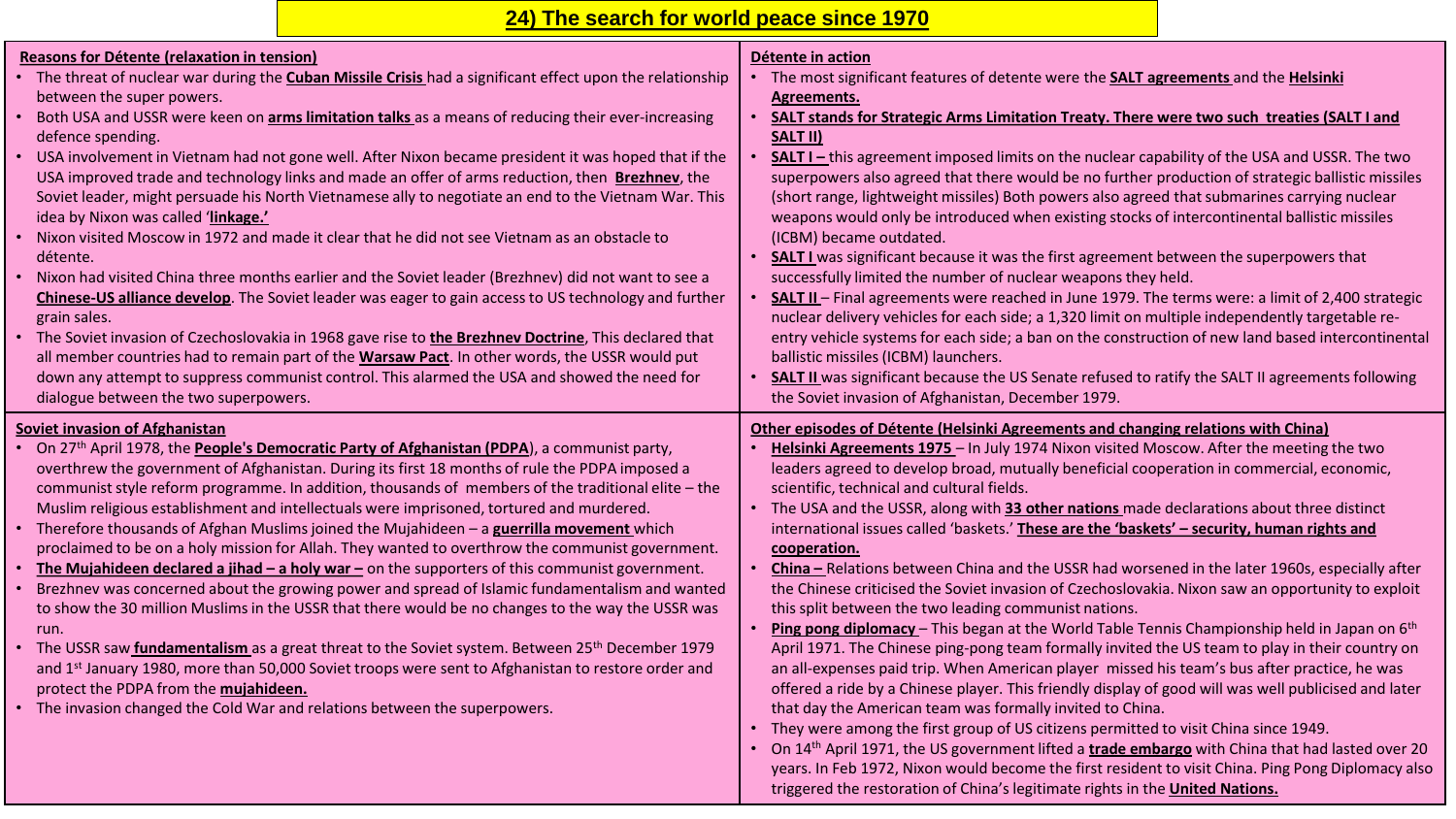# 24) The search for world peace since 1970

## Reasons for Détente (relaxation in tension)

- The threat of nuclear war during the **Cuban Missile Crisis** had a significant effect upon the relationship between the super powers.
- Both USA and USSR were keen on **arms limitation talks** as a means of reducing their ever-increasing defence spending.
- USA involvement in Vietnam had not gone well. After Nixon became president it was hoped that if the USA improved trade and technology links and made an offer of arms reduction, then **Brezhnev**, the Soviet leader, might persuade his North Vietnamese ally to negotiate an end to the Vietnam War. This idea by Nixon was called '**linkage.'**
- Nixon visited Moscow in 1972 and made it clear that he did not see Vietnam as an obstacle to détente.
- Nixon had visited China three months earlier and the Soviet leader (Brezhnev) did not want to see a **Chinese-US alliance develop**. The Soviet leader was eager to gain access to US technology and further grain sales.
- The Soviet invasion of Czechoslovakia in 1968 gave rise to **the Brezhnev Doctrine**, This declared that all member countries had to remain part of the **Warsaw Pact**. In other words, the USSR would put down any attempt to suppress communist control. This alarmed the USA and showed the need for dialogue between the two superpowers.

## Détente in action

- The most significant features of detente were the **SALT agreements** and the **Helsinki Agreements.**
- **SALT stands for Strategic Arms Limitation Treaty. There were two such treaties (SALT I and SALT II)**
- **SALT I –** this agreement imposed limits on the nuclear capability of the USA and USSR. The two superpowers also agreed that there would be no further production of strategic ballistic missiles (short range, lightweight missiles) Both powers also agreed that submarines carrying nuclear weapons would only be introduced when existing stocks of intercontinental ballistic missiles (ICBM) became outdated.
- **SALT I** was significant because it was the first agreement between the superpowers that successfully limited the number of nuclear weapons they held.
- **SALT II** – Final agreements were reached in June 1979. The terms were: a limit of 2,400 strategic nuclear delivery vehicles for each side; a 1,320 limit on multiple independently targetable re-entry vehicle systems for each side; a ban on the construction of new land based intercontinental ballistic missiles (ICBM) launchers.
- **SALT II** was significant because the US Senate refused to ratify the SALT II agreements following the Soviet invasion of Afghanistan, December 1979.

## Soviet invasion of Afghanistan

- On 27th April 1978, the **People's Democratic Party of Afghanistan (PDPA)**, a communist party, overthrew the government of Afghanistan. During its first 18 months of rule the PDPA imposed a communist style reform programme. In addition, thousands of members of the traditional elite – the Muslim religious establishment and intellectuals were imprisoned, tortured and murdered.
- Therefore thousands of Afghan Muslims joined the Mujahideen – a **guerrilla movement** which proclaimed to be on a holy mission for Allah. They wanted to overthrow the communist government.
- **The Mujahideen declared a jihad – a holy war –** on the supporters of this communist government.
- Brezhnev was concerned about the growing power and spread of Islamic fundamentalism and wanted to show the 30 million Muslims in the USSR that there would be no changes to the way the USSR was run.
- The USSR saw **fundamentalism** as a great threat to the Soviet system. Between 25th December 1979 and 1st January 1980, more than 50,000 Soviet troops were sent to Afghanistan to restore order and protect the PDPA from the **mujahideen.**
- The invasion changed the Cold War and relations between the superpowers.

## Other episodes of Détente (Helsinki Agreements and changing relations with China)

- **Helsinki Agreements 1975** – In July 1974 Nixon visited Moscow. After the meeting the two leaders agreed to develop broad, mutually beneficial cooperation in commercial, economic, scientific, technical and cultural fields.
- The USA and the USSR, along with **33 other nations** made declarations about three distinct international issues called 'baskets.' **These are the 'baskets' – security, human rights and cooperation.**
- **China –** Relations between China and the USSR had worsened in the later 1960s, especially after the Chinese criticised the Soviet invasion of Czechoslovakia. Nixon saw an opportunity to exploit this split between the two leading communist nations.
- **Ping pong diplomacy** – This began at the World Table Tennis Championship held in Japan on 6th April 1971. The Chinese ping-pong team formally invited the US team to play in their country on an all-expenses paid trip. When American player missed his team's bus after practice, he was offered a ride by a Chinese player. This friendly display of good will was well publicised and later that day the American team was formally invited to China.
- They were among the first group of US citizens permitted to visit China since 1949.
- On 14th April 1971, the US government lifted a **trade embargo** with China that had lasted over 20 years. In Feb 1972, Nixon would become the first resident to visit China. Ping Pong Diplomacy also triggered the restoration of China's legitimate rights in the **United Nations.**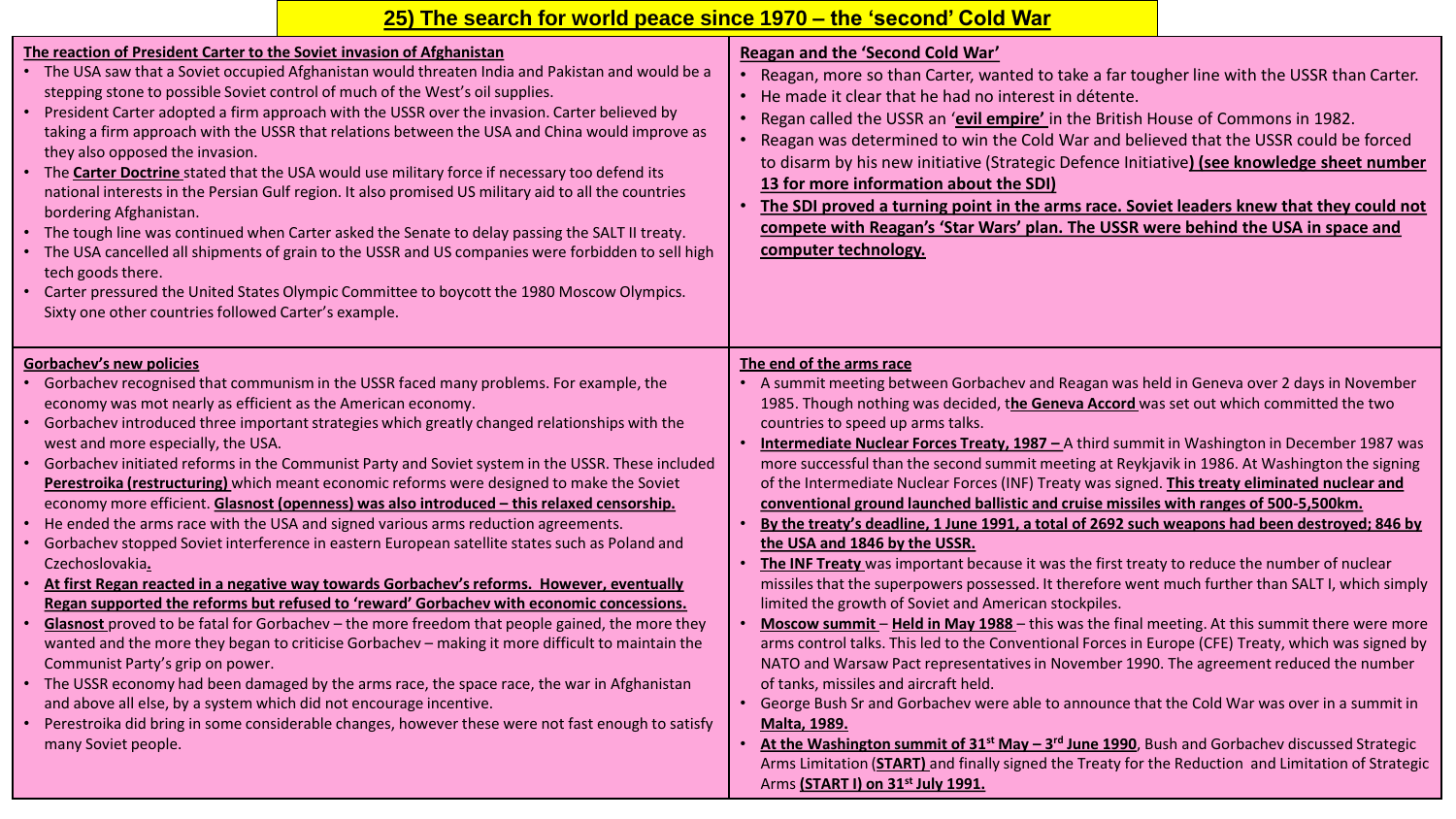# 25) The search for world peace since 1970 – the 'second' Cold War

## The reaction of President Carter to the Soviet invasion of Afghanistan

- The USA saw that a Soviet occupied Afghanistan would threaten India and Pakistan and would be a stepping stone to possible Soviet control of much of the West's oil supplies.
- President Carter adopted a firm approach with the USSR over the invasion. Carter believed by taking a firm approach with the USSR that relations between the USA and China would improve as they also opposed the invasion.
- The **Carter Doctrine** stated that the USA would use military force if necessary too defend its national interests in the Persian Gulf region. It also promised US military aid to all the countries bordering Afghanistan.
- The tough line was continued when Carter asked the Senate to delay passing the SALT II treaty.
- The USA cancelled all shipments of grain to the USSR and US companies were forbidden to sell high tech goods there.
- Carter pressured the United States Olympic Committee to boycott the 1980 Moscow Olympics. Sixty one other countries followed Carter's example.

## Reagan and the 'Second Cold War'

- Reagan, more so than Carter, wanted to take a far tougher line with the USSR than Carter.
- He made it clear that he had no interest in détente.
- Regan called the USSR an '**evil empire'** in the British House of Commons in 1982.
- Reagan was determined to win the Cold War and believed that the USSR could be forced to disarm by his new initiative (Strategic Defence Initiative**) (see knowledge sheet number 13 for more information about the SDI)**
- **The SDI proved a turning point in the arms race. Soviet leaders knew that they could not compete with Reagan's 'Star Wars' plan. The USSR were behind the USA in space and computer technology.**

## Gorbachev's new policies

- Gorbachev recognised that communism in the USSR faced many problems. For example, the economy was mot nearly as efficient as the American economy.
- Gorbachev introduced three important strategies which greatly changed relationships with the west and more especially, the USA.
- Gorbachev initiated reforms in the Communist Party and Soviet system in the USSR. These included **Perestroika (restructuring)** which meant economic reforms were designed to make the Soviet economy more efficient. **Glasnost (openness) was also introduced – this relaxed censorship.**
- He ended the arms race with the USA and signed various arms reduction agreements.
- Gorbachev stopped Soviet interference in eastern European satellite states such as Poland and Czechoslovakia**.**
- **At first Regan reacted in a negative way towards Gorbachev's reforms. However, eventually Regan supported the reforms but refused to 'reward' Gorbachev with economic concessions.**
- **Glasnost** proved to be fatal for Gorbachev – the more freedom that people gained, the more they wanted and the more they began to criticise Gorbachev – making it more difficult to maintain the Communist Party's grip on power.
- The USSR economy had been damaged by the arms race, the space race, the war in Afghanistan and above all else, by a system which did not encourage incentive.
- Perestroika did bring in some considerable changes, however these were not fast enough to satisfy many Soviet people.

## The end of the arms race

- A summit meeting between Gorbachev and Reagan was held in Geneva over 2 days in November 1985. Though nothing was decided, t**he Geneva Accord** was set out which committed the two countries to speed up arms talks.
- **Intermediate Nuclear Forces Treaty, 1987 –** A third summit in Washington in December 1987 was more successful than the second summit meeting at Reykjavik in 1986. At Washington the signing of the Intermediate Nuclear Forces (INF) Treaty was signed. **This treaty eliminated nuclear and conventional ground launched ballistic and cruise missiles with ranges of 500-5,500km.**
- **By the treaty's deadline, 1 June 1991, a total of 2692 such weapons had been destroyed; 846 by the USA and 1846 by the USSR.**
- **The INF Treaty** was important because it was the first treaty to reduce the number of nuclear missiles that the superpowers possessed. It therefore went much further than SALT I, which simply limited the growth of Soviet and American stockpiles.
- **Moscow summit** – **Held in May 1988** – this was the final meeting. At this summit there were more arms control talks. This led to the Conventional Forces in Europe (CFE) Treaty, which was signed by NATO and Warsaw Pact representatives in November 1990. The agreement reduced the number of tanks, missiles and aircraft held.
- George Bush Sr and Gorbachev were able to announce that the Cold War was over in a summit in **Malta, 1989.**
- **At the Washington summit of 31st May – 3rd June 1990**, Bush and Gorbachev discussed Strategic Arms Limitation (**START)** and finally signed the Treaty for the Reduction and Limitation of Strategic Arms **(START I) on 31st July 1991.**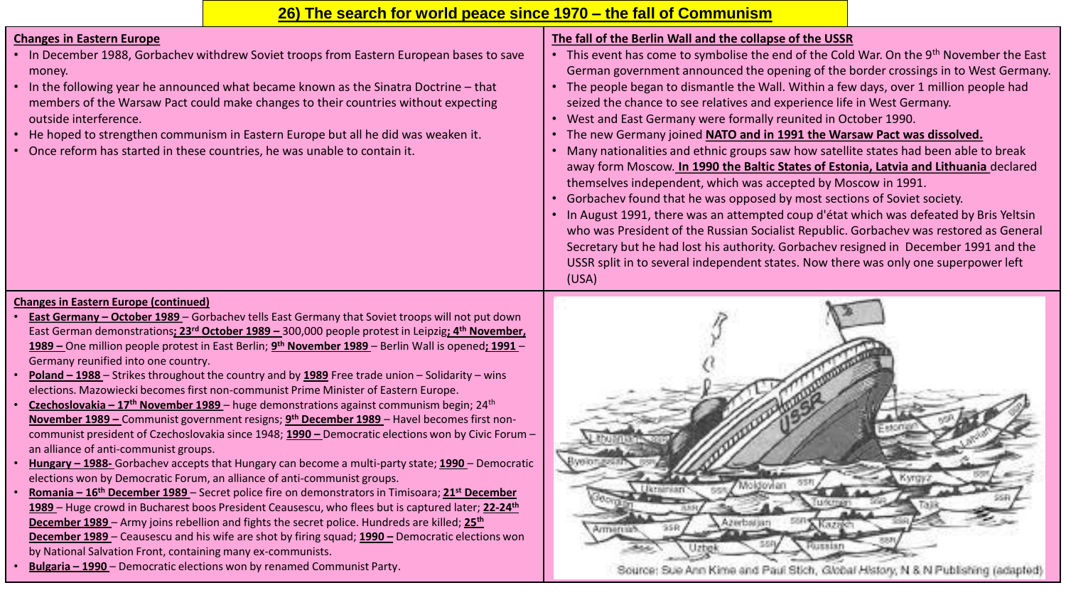# 26) The search for world peace since 1970 – the fall of Communism

## Changes in Eastern Europe

- In December 1988, Gorbachev withdrew Soviet troops from Eastern European bases to save money.
- In the following year he announced what became known as the Sinatra Doctrine – that members of the Warsaw Pact could make changes to their countries without expecting outside interference.
- He hoped to strengthen communism in Eastern Europe but all he did was weaken it.
- Once reform has started in these countries, he was unable to contain it.

## The fall of the Berlin Wall and the collapse of the USSR

- This event has come to symbolise the end of the Cold War. On the 9th November the East German government announced the opening of the border crossings in to West Germany.
- The people began to dismantle the Wall. Within a few days, over 1 million people had seized the chance to see relatives and experience life in West Germany.
- West and East Germany were formally reunited in October 1990.
- The new Germany joined **NATO and in 1991 the Warsaw Pact was dissolved.**
- Many nationalities and ethnic groups saw how satellite states had been able to break away form Moscow. **In 1990 the Baltic States of Estonia, Latvia and Lithuania** declared themselves independent, which was accepted by Moscow in 1991.
- Gorbachev found that he was opposed by most sections of Soviet society.
- In August 1991, there was an attempted coup d'état which was defeated by Bris Yeltsin who was President of the Russian Socialist Republic. Gorbachev was restored as General Secretary but he had lost his authority. Gorbachev resigned in December 1991 and the USSR split in to several independent states. Now there was only one superpower left (USA)

## Changes in Eastern Europe (continued)

- **East Germany – October 1989** – Gorbachev tells East Germany that Soviet troops will not put down East German demonstrations**; 23rd October 1989 –** 300,000 people protest in Leipzig**; 4th November, 1989 –** One million people protest in East Berlin; **9th November 1989** – Berlin Wall is opened**; 1991** – Germany reunified into one country.
- **Poland – 1988** – Strikes throughout the country and by **1989** Free trade union – Solidarity – wins elections. Mazowiecki becomes first non-communist Prime Minister of Eastern Europe.
- **Czechoslovakia – 17th November 1989** – huge demonstrations against communism begin; 24th **November 1989 –** Communist government resigns; **9th December 1989** – Havel becomes first non-communist president of Czechoslovakia since 1948; **1990 –** Democratic elections won by Civic Forum – an alliance of anti-communist groups.
- **Hungary – 1988-** Gorbachev accepts that Hungary can become a multi-party state; **1990** – Democratic elections won by Democratic Forum, an alliance of anti-communist groups.
- **Romania – 16th December 1989** – Secret police fire on demonstrators in Timisoara; **21st December 1989** – Huge crowd in Bucharest boos President Ceausescu, who flees but is captured later; **22-24th December 1989** – Army joins rebellion and fights the secret police. Hundreds are killed; **25th December 1989** – Ceausescu and his wife are shot by firing squad; **1990 –** Democratic elections won by National Salvation Front, containing many ex-communists.
- **Bulgaria – 1990** – Democratic elections won by renamed Communist Party.

Source: Sue Ann Kime and Paul Stich, *Global History*, N & N Publishing (adapted)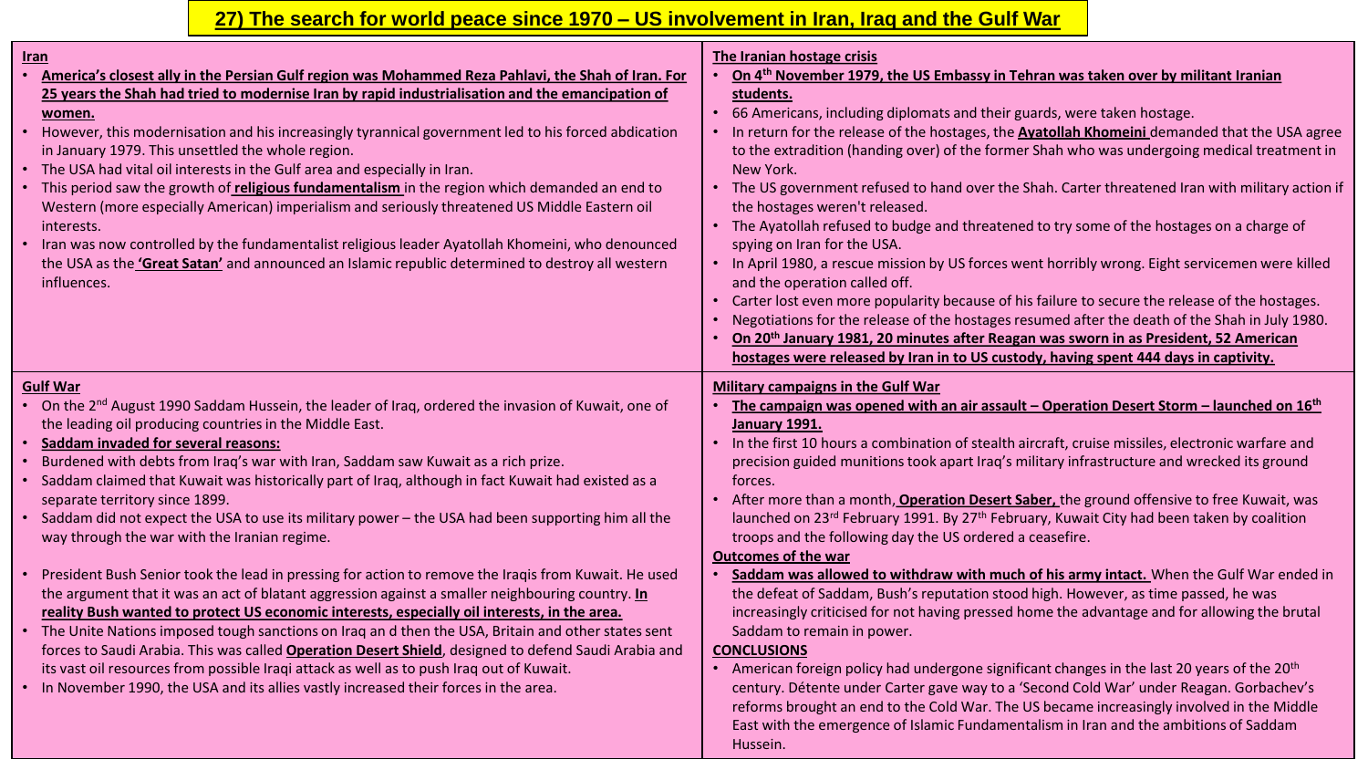# 27) The search for world peace since 1970 – US involvement in Iran, Iraq and the Gulf War

## Iran

- **America's closest ally in the Persian Gulf region was Mohammed Reza Pahlavi, the Shah of Iran. For 25 years the Shah had tried to modernise Iran by rapid industrialisation and the emancipation of women.**
- However, this modernisation and his increasingly tyrannical government led to his forced abdication in January 1979. This unsettled the whole region.
- The USA had vital oil interests in the Gulf area and especially in Iran.
- This period saw the growth of **religious fundamentalism** in the region which demanded an end to Western (more especially American) imperialism and seriously threatened US Middle Eastern oil interests.
- Iran was now controlled by the fundamentalist religious leader Ayatollah Khomeini, who denounced the USA as the **'Great Satan'** and announced an Islamic republic determined to destroy all western influences.

## The Iranian hostage crisis

- **On 4th November 1979, the US Embassy in Tehran was taken over by militant Iranian students.**
- 66 Americans, including diplomats and their guards, were taken hostage.
- In return for the release of the hostages, the **Ayatollah Khomeini** demanded that the USA agree to the extradition (handing over) of the former Shah who was undergoing medical treatment in New York.
- The US government refused to hand over the Shah. Carter threatened Iran with military action if the hostages weren't released.
- The Ayatollah refused to budge and threatened to try some of the hostages on a charge of spying on Iran for the USA.
- In April 1980, a rescue mission by US forces went horribly wrong. Eight servicemen were killed and the operation called off.
- Carter lost even more popularity because of his failure to secure the release of the hostages.
- Negotiations for the release of the hostages resumed after the death of the Shah in July 1980.
- **On 20th January 1981, 20 minutes after Reagan was sworn in as President, 52 American hostages were released by Iran in to US custody, having spent 444 days in captivity.**

## Gulf War

- On the 2nd August 1990 Saddam Hussein, the leader of Iraq, ordered the invasion of Kuwait, one of the leading oil producing countries in the Middle East.
- **Saddam invaded for several reasons:**
- Burdened with debts from Iraq's war with Iran, Saddam saw Kuwait as a rich prize.
- Saddam claimed that Kuwait was historically part of Iraq, although in fact Kuwait had existed as a separate territory since 1899.
- Saddam did not expect the USA to use its military power – the USA had been supporting him all the way through the war with the Iranian regime.

- President Bush Senior took the lead in pressing for action to remove the Iraqis from Kuwait. He used the argument that it was an act of blatant aggression against a smaller neighbouring country. **In reality Bush wanted to protect US economic interests, especially oil interests, in the area.**
- The Unite Nations imposed tough sanctions on Iraq an d then the USA, Britain and other states sent forces to Saudi Arabia. This was called **Operation Desert Shield**, designed to defend Saudi Arabia and its vast oil resources from possible Iraqi attack as well as to push Iraq out of Kuwait.
- In November 1990, the USA and its allies vastly increased their forces in the area.

## Military campaigns in the Gulf War

- **The campaign was opened with an air assault – Operation Desert Storm – launched on 16th January 1991.**
- In the first 10 hours a combination of stealth aircraft, cruise missiles, electronic warfare and precision guided munitions took apart Iraq's military infrastructure and wrecked its ground forces.
- After more than a month, **Operation Desert Saber,** the ground offensive to free Kuwait, was launched on 23rd February 1991. By 27th February, Kuwait City had been taken by coalition troops and the following day the US ordered a ceasefire.

## Outcomes of the war

- **Saddam was allowed to withdraw with much of his army intact.** When the Gulf War ended in the defeat of Saddam, Bush's reputation stood high. However, as time passed, he was increasingly criticised for not having pressed home the advantage and for allowing the brutal Saddam to remain in power.

## CONCLUSIONS

- American foreign policy had undergone significant changes in the last 20 years of the 20th century. Détente under Carter gave way to a 'Second Cold War' under Reagan. Gorbachev's reforms brought an end to the Cold War. The US became increasingly involved in the Middle East with the emergence of Islamic Fundamentalism in Iran and the ambitions of Saddam Hussein.